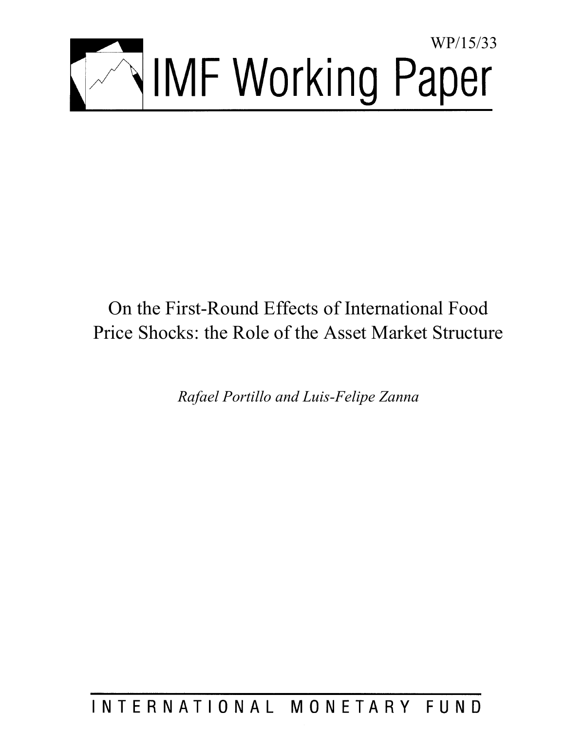WP/15/33

# IMF Working Paper

# On the First-Round Effects of International Food Price Shocks: the Role of the Asset Market Structure

*Rafael Portillo and Luis-Felipe Zanna*

INTERNATIONAL MONETARY FUND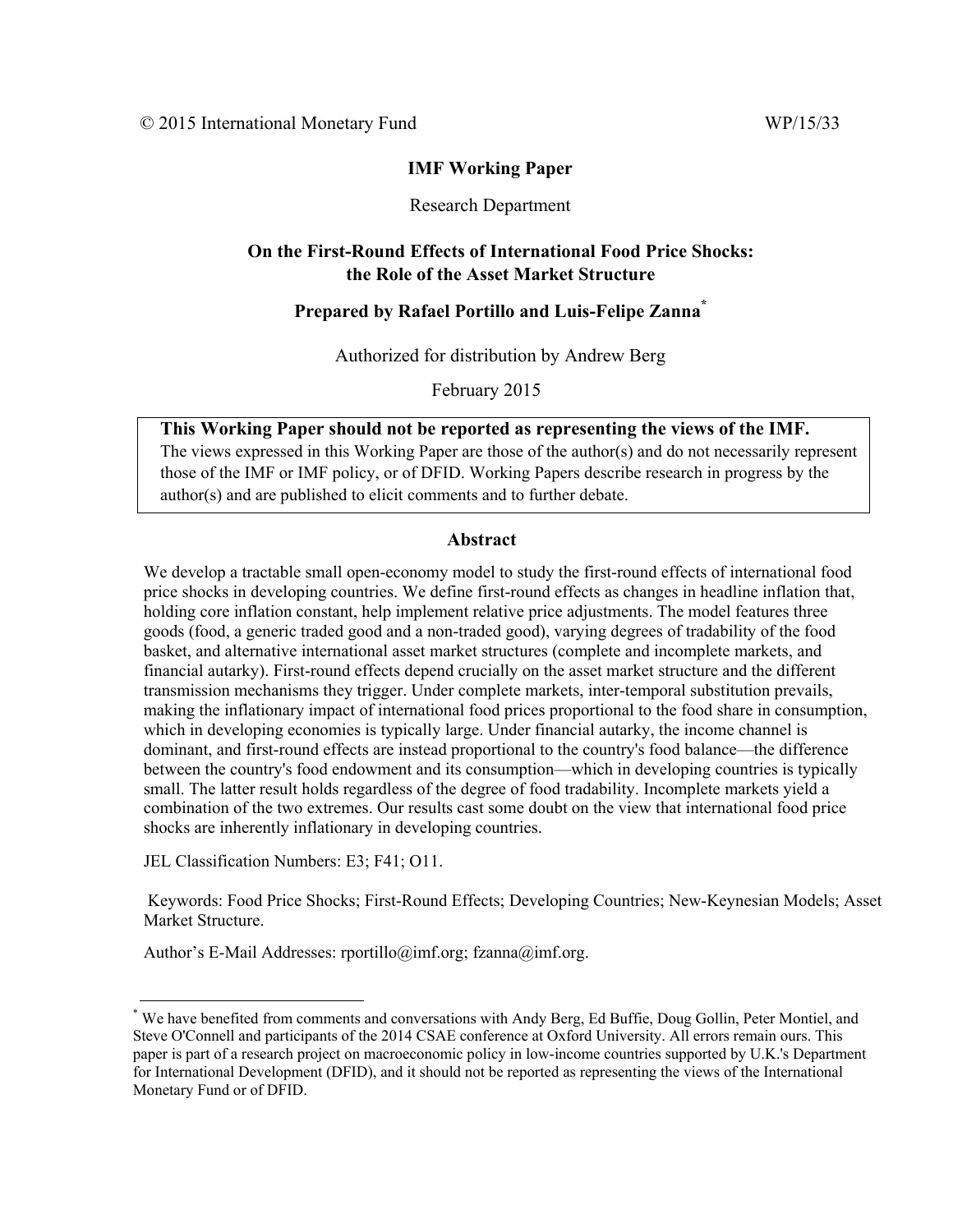© 2015 International Monetary Fund WP/15/33

**IMF Working Paper**

Research Department

**On the First-Round Effects of International Food Price Shocks: the Role of the Asset Market Structure**

**Prepared by Rafael Portillo and Luis-Felipe Zanna**[*]

Authorized for distribution by Andrew Berg

February 2015

> **This Working Paper should not be reported as representing the views of the IMF.**
> The views expressed in this Working Paper are those of the author(s) and do not necessarily represent those of the IMF or IMF policy, or of DFID. Working Papers describe research in progress by the author(s) and are published to elicit comments and to further debate.

## Abstract

We develop a tractable small open-economy model to study the first-round effects of international food price shocks in developing countries. We define first-round effects as changes in headline inflation that, holding core inflation constant, help implement relative price adjustments. The model features three goods (food, a generic traded good and a non-traded good), varying degrees of tradability of the food basket, and alternative international asset market structures (complete and incomplete markets, and financial autarky). First-round effects depend crucially on the asset market structure and the different transmission mechanisms they trigger. Under complete markets, inter-temporal substitution prevails, making the inflationary impact of international food prices proportional to the food share in consumption, which in developing economies is typically large. Under financial autarky, the income channel is dominant, and first-round effects are instead proportional to the country's food balance—the difference between the country's food endowment and its consumption—which in developing countries is typically small. The latter result holds regardless of the degree of food tradability. Incomplete markets yield a combination of the two extremes. Our results cast some doubt on the view that international food price shocks are inherently inflationary in developing countries.

JEL Classification Numbers: E3; F41; O11.

Keywords: Food Price Shocks; First-Round Effects; Developing Countries; New-Keynesian Models; Asset Market Structure.

Author's E-Mail Addresses: rportillo@imf.org; fzanna@imf.org.

---

[*] We have benefited from comments and conversations with Andy Berg, Ed Buffie, Doug Gollin, Peter Montiel, and Steve O'Connell and participants of the 2014 CSAE conference at Oxford University. All errors remain ours. This paper is part of a research project on macroeconomic policy in low-income countries supported by U.K.'s Department for International Development (DFID), and it should not be reported as representing the views of the International Monetary Fund or of DFID.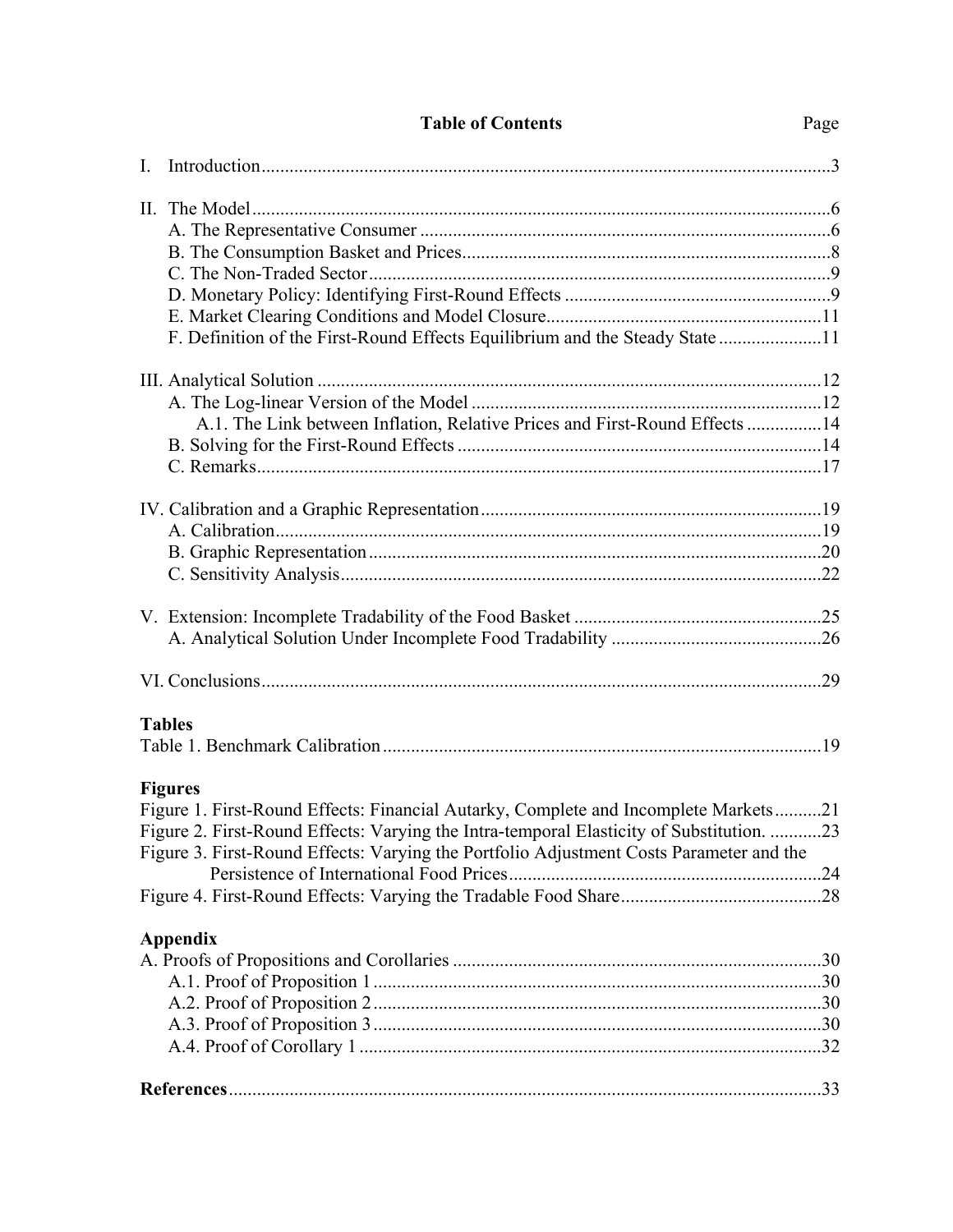# Table of Contents

Page

I. Introduction ..... 3

II. The Model ..... 6
- A. The Representative Consumer ..... 6
- B. The Consumption Basket and Prices ..... 8
- C. The Non-Traded Sector ..... 9
- D. Monetary Policy: Identifying First-Round Effects ..... 9
- E. Market Clearing Conditions and Model Closure ..... 11
- F. Definition of the First-Round Effects Equilibrium and the Steady State ..... 11

III. Analytical Solution ..... 12
- A. The Log-linear Version of the Model ..... 12
  - A.1. The Link between Inflation, Relative Prices and First-Round Effects ..... 14
- B. Solving for the First-Round Effects ..... 14
- C. Remarks ..... 17

IV. Calibration and a Graphic Representation ..... 19
- A. Calibration ..... 19
- B. Graphic Representation ..... 20
- C. Sensitivity Analysis ..... 22

V. Extension: Incomplete Tradability of the Food Basket ..... 25
- A. Analytical Solution Under Incomplete Food Tradability ..... 26

VI. Conclusions ..... 29

**Tables**

Table 1. Benchmark Calibration ..... 19

**Figures**

Figure 1. First-Round Effects: Financial Autarky, Complete and Incomplete Markets ..... 21

Figure 2. First-Round Effects: Varying the Intra-temporal Elasticity of Substitution. ..... 23

Figure 3. First-Round Effects: Varying the Portfolio Adjustment Costs Parameter and the Persistence of International Food Prices ..... 24

Figure 4. First-Round Effects: Varying the Tradable Food Share ..... 28

**Appendix**

A. Proofs of Propositions and Corollaries ..... 30
- A.1. Proof of Proposition 1 ..... 30
- A.2. Proof of Proposition 2 ..... 30
- A.3. Proof of Proposition 3 ..... 30
- A.4. Proof of Corollary 1 ..... 32

**References** ..... 33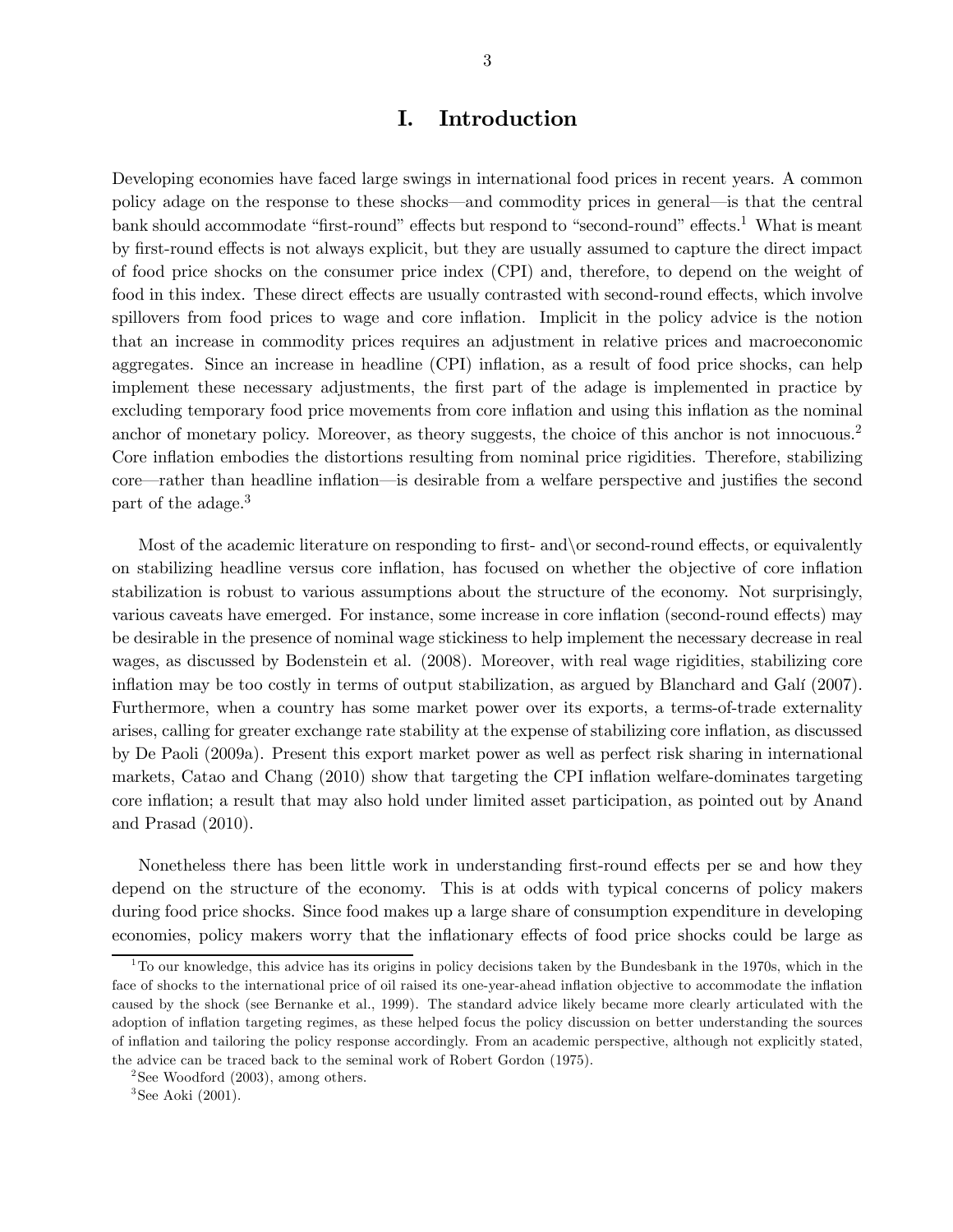# I. Introduction

Developing economies have faced large swings in international food prices in recent years. A common policy adage on the response to these shocks—and commodity prices in general—is that the central bank should accommodate "first-round" effects but respond to "second-round" effects.[1] What is meant by first-round effects is not always explicit, but they are usually assumed to capture the direct impact of food price shocks on the consumer price index (CPI) and, therefore, to depend on the weight of food in this index. These direct effects are usually contrasted with second-round effects, which involve spillovers from food prices to wage and core inflation. Implicit in the policy advice is the notion that an increase in commodity prices requires an adjustment in relative prices and macroeconomic aggregates. Since an increase in headline (CPI) inflation, as a result of food price shocks, can help implement these necessary adjustments, the first part of the adage is implemented in practice by excluding temporary food price movements from core inflation and using this inflation as the nominal anchor of monetary policy. Moreover, as theory suggests, the choice of this anchor is not innocuous.[2] Core inflation embodies the distortions resulting from nominal price rigidities. Therefore, stabilizing core—rather than headline inflation—is desirable from a welfare perspective and justifies the second part of the adage.[3]

Most of the academic literature on responding to first- and\or second-round effects, or equivalently on stabilizing headline versus core inflation, has focused on whether the objective of core inflation stabilization is robust to various assumptions about the structure of the economy. Not surprisingly, various caveats have emerged. For instance, some increase in core inflation (second-round effects) may be desirable in the presence of nominal wage stickiness to help implement the necessary decrease in real wages, as discussed by Bodenstein et al. (2008). Moreover, with real wage rigidities, stabilizing core inflation may be too costly in terms of output stabilization, as argued by Blanchard and Galí (2007). Furthermore, when a country has some market power over its exports, a terms-of-trade externality arises, calling for greater exchange rate stability at the expense of stabilizing core inflation, as discussed by De Paoli (2009a). Present this export market power as well as perfect risk sharing in international markets, Catao and Chang (2010) show that targeting the CPI inflation welfare-dominates targeting core inflation; a result that may also hold under limited asset participation, as pointed out by Anand and Prasad (2010).

Nonetheless there has been little work in understanding first-round effects per se and how they depend on the structure of the economy. This is at odds with typical concerns of policy makers during food price shocks. Since food makes up a large share of consumption expenditure in developing economies, policy makers worry that the inflationary effects of food price shocks could be large as

[1] To our knowledge, this advice has its origins in policy decisions taken by the Bundesbank in the 1970s, which in the face of shocks to the international price of oil raised its one-year-ahead inflation objective to accommodate the inflation caused by the shock (see Bernanke et al., 1999). The standard advice likely became more clearly articulated with the adoption of inflation targeting regimes, as these helped focus the policy discussion on better understanding the sources of inflation and tailoring the policy response accordingly. From an academic perspective, although not explicitly stated, the advice can be traced back to the seminal work of Robert Gordon (1975).

[2] See Woodford (2003), among others.

[3] See Aoki (2001).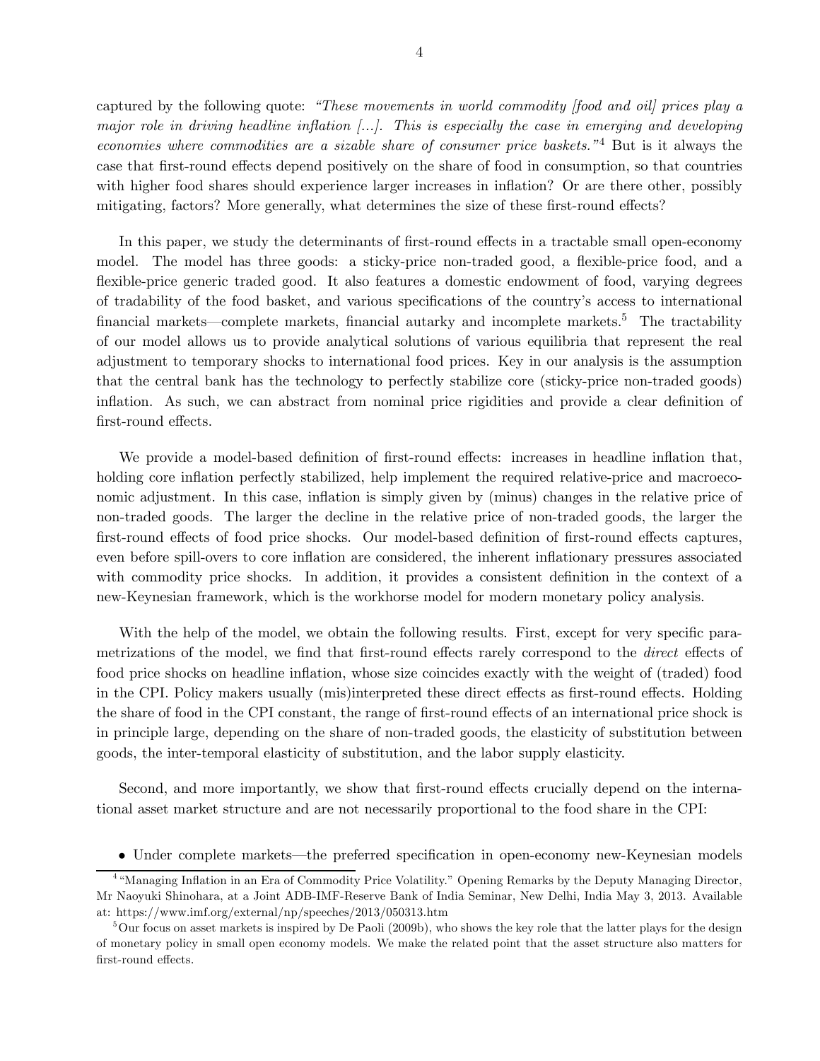captured by the following quote: *"These movements in world commodity [food and oil] prices play a major role in driving headline inflation [...]. This is especially the case in emerging and developing economies where commodities are a sizable share of consumer price baskets."*[4] But is it always the case that first-round effects depend positively on the share of food in consumption, so that countries with higher food shares should experience larger increases in inflation? Or are there other, possibly mitigating, factors? More generally, what determines the size of these first-round effects?

In this paper, we study the determinants of first-round effects in a tractable small open-economy model. The model has three goods: a sticky-price non-traded good, a flexible-price food, and a flexible-price generic traded good. It also features a domestic endowment of food, varying degrees of tradability of the food basket, and various specifications of the country's access to international financial markets—complete markets, financial autarky and incomplete markets.[5] The tractability of our model allows us to provide analytical solutions of various equilibria that represent the real adjustment to temporary shocks to international food prices. Key in our analysis is the assumption that the central bank has the technology to perfectly stabilize core (sticky-price non-traded goods) inflation. As such, we can abstract from nominal price rigidities and provide a clear definition of first-round effects.

We provide a model-based definition of first-round effects: increases in headline inflation that, holding core inflation perfectly stabilized, help implement the required relative-price and macroeconomic adjustment. In this case, inflation is simply given by (minus) changes in the relative price of non-traded goods. The larger the decline in the relative price of non-traded goods, the larger the first-round effects of food price shocks. Our model-based definition of first-round effects captures, even before spill-overs to core inflation are considered, the inherent inflationary pressures associated with commodity price shocks. In addition, it provides a consistent definition in the context of a new-Keynesian framework, which is the workhorse model for modern monetary policy analysis.

With the help of the model, we obtain the following results. First, except for very specific parametrizations of the model, we find that first-round effects rarely correspond to the *direct* effects of food price shocks on headline inflation, whose size coincides exactly with the weight of (traded) food in the CPI. Policy makers usually (mis)interpreted these direct effects as first-round effects. Holding the share of food in the CPI constant, the range of first-round effects of an international price shock is in principle large, depending on the share of non-traded goods, the elasticity of substitution between goods, the inter-temporal elasticity of substitution, and the labor supply elasticity.

Second, and more importantly, we show that first-round effects crucially depend on the international asset market structure and are not necessarily proportional to the food share in the CPI:

- Under complete markets—the preferred specification in open-economy new-Keynesian models

---

[4] "Managing Inflation in an Era of Commodity Price Volatility." Opening Remarks by the Deputy Managing Director, Mr Naoyuki Shinohara, at a Joint ADB-IMF-Reserve Bank of India Seminar, New Delhi, India May 3, 2013. Available at: https://www.imf.org/external/np/speeches/2013/050313.htm

[5] Our focus on asset markets is inspired by De Paoli (2009b), who shows the key role that the latter plays for the design of monetary policy in small open economy models. We make the related point that the asset structure also matters for first-round effects.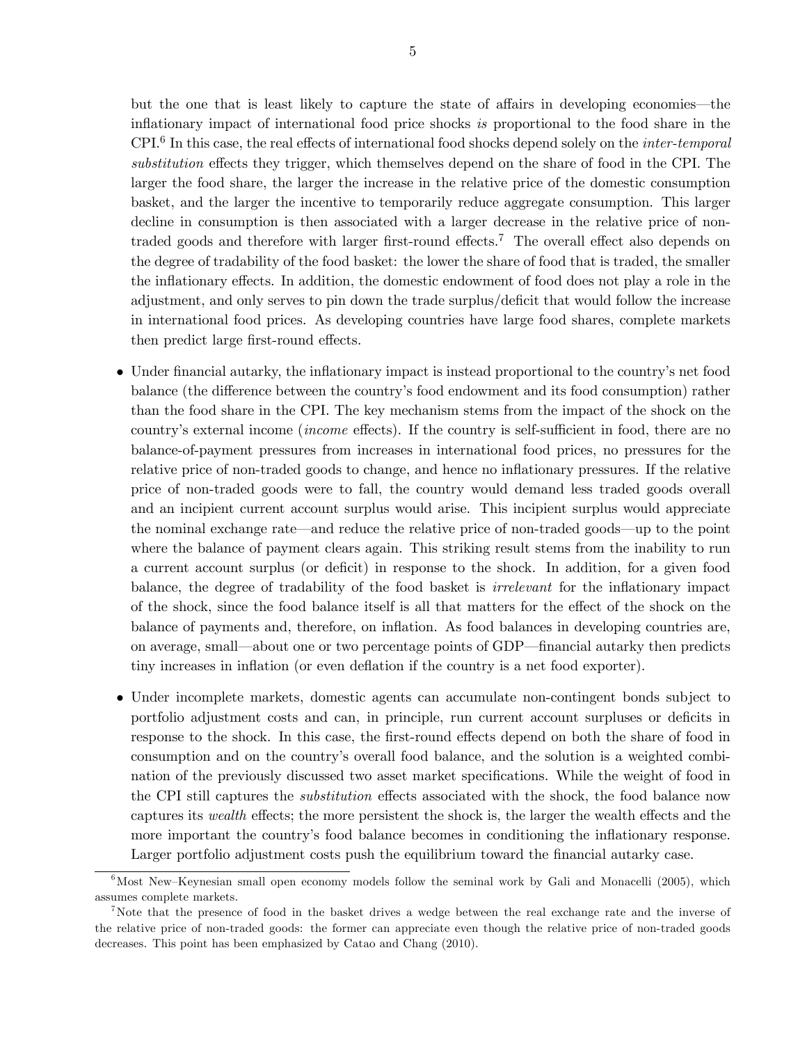but the one that is least likely to capture the state of affairs in developing economies—the inflationary impact of international food price shocks *is* proportional to the food share in the CPI.[6] In this case, the real effects of international food shocks depend solely on the *inter-temporal substitution* effects they trigger, which themselves depend on the share of food in the CPI. The larger the food share, the larger the increase in the relative price of the domestic consumption basket, and the larger the incentive to temporarily reduce aggregate consumption. This larger decline in consumption is then associated with a larger decrease in the relative price of non-traded goods and therefore with larger first-round effects.[7] The overall effect also depends on the degree of tradability of the food basket: the lower the share of food that is traded, the smaller the inflationary effects. In addition, the domestic endowment of food does not play a role in the adjustment, and only serves to pin down the trade surplus/deficit that would follow the increase in international food prices. As developing countries have large food shares, complete markets then predict large first-round effects.

- Under financial autarky, the inflationary impact is instead proportional to the country's net food balance (the difference between the country's food endowment and its food consumption) rather than the food share in the CPI. The key mechanism stems from the impact of the shock on the country's external income (*income* effects). If the country is self-sufficient in food, there are no balance-of-payment pressures from increases in international food prices, no pressures for the relative price of non-traded goods to change, and hence no inflationary pressures. If the relative price of non-traded goods were to fall, the country would demand less traded goods overall and an incipient current account surplus would arise. This incipient surplus would appreciate the nominal exchange rate—and reduce the relative price of non-traded goods—up to the point where the balance of payment clears again. This striking result stems from the inability to run a current account surplus (or deficit) in response to the shock. In addition, for a given food balance, the degree of tradability of the food basket is *irrelevant* for the inflationary impact of the shock, since the food balance itself is all that matters for the effect of the shock on the balance of payments and, therefore, on inflation. As food balances in developing countries are, on average, small—about one or two percentage points of GDP—financial autarky then predicts tiny increases in inflation (or even deflation if the country is a net food exporter).

- Under incomplete markets, domestic agents can accumulate non-contingent bonds subject to portfolio adjustment costs and can, in principle, run current account surpluses or deficits in response to the shock. In this case, the first-round effects depend on both the share of food in consumption and on the country's overall food balance, and the solution is a weighted combination of the previously discussed two asset market specifications. While the weight of food in the CPI still captures the *substitution* effects associated with the shock, the food balance now captures its *wealth* effects; the more persistent the shock is, the larger the wealth effects and the more important the country's food balance becomes in conditioning the inflationary response. Larger portfolio adjustment costs push the equilibrium toward the financial autarky case.

[6] Most New–Keynesian small open economy models follow the seminal work by Gali and Monacelli (2005), which assumes complete markets.

[7] Note that the presence of food in the basket drives a wedge between the real exchange rate and the inverse of the relative price of non-traded goods: the former can appreciate even though the relative price of non-traded goods decreases. This point has been emphasized by Catao and Chang (2010).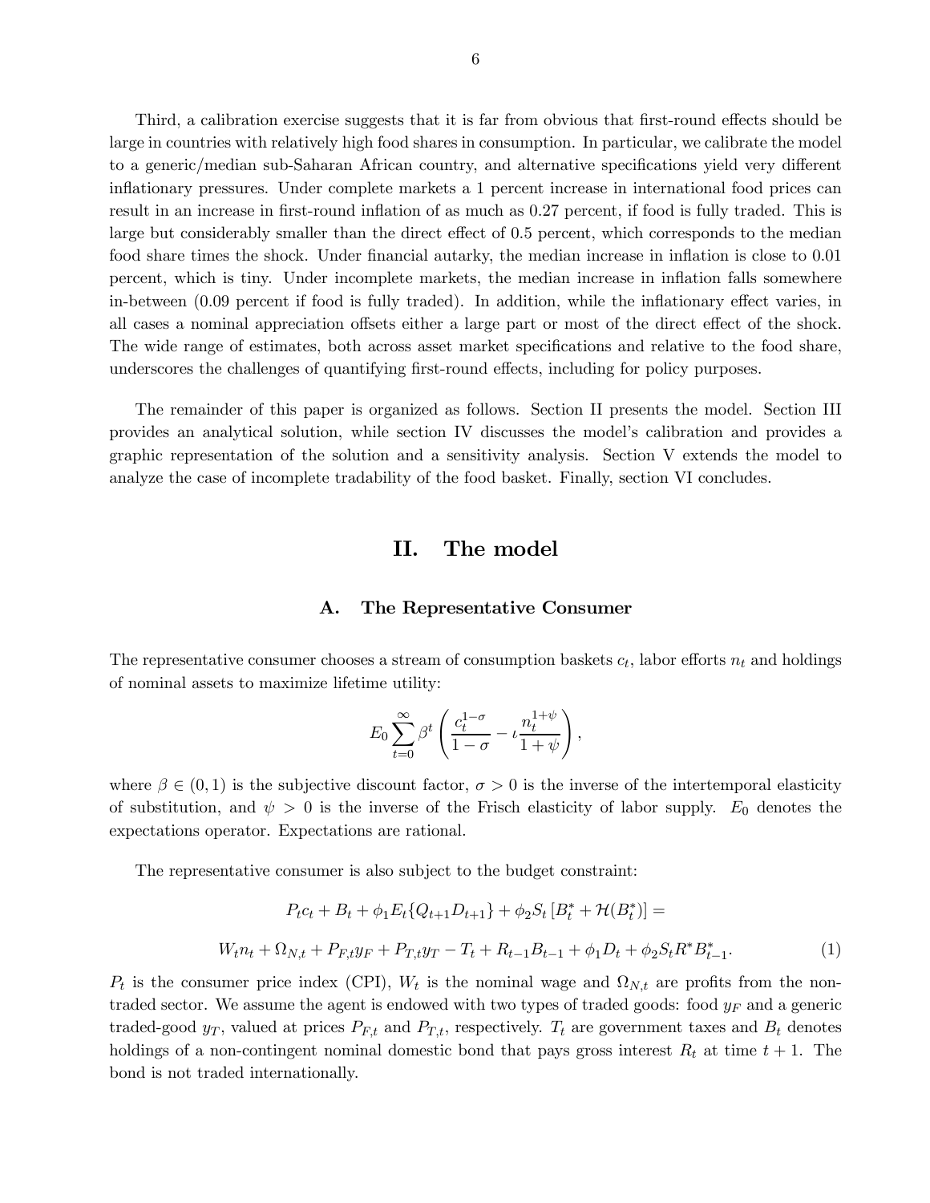Third, a calibration exercise suggests that it is far from obvious that first-round effects should be large in countries with relatively high food shares in consumption. In particular, we calibrate the model to a generic/median sub-Saharan African country, and alternative specifications yield very different inflationary pressures. Under complete markets a 1 percent increase in international food prices can result in an increase in first-round inflation of as much as 0.27 percent, if food is fully traded. This is large but considerably smaller than the direct effect of 0.5 percent, which corresponds to the median food share times the shock. Under financial autarky, the median increase in inflation is close to 0.01 percent, which is tiny. Under incomplete markets, the median increase in inflation falls somewhere in-between (0.09 percent if food is fully traded). In addition, while the inflationary effect varies, in all cases a nominal appreciation offsets either a large part or most of the direct effect of the shock. The wide range of estimates, both across asset market specifications and relative to the food share, underscores the challenges of quantifying first-round effects, including for policy purposes.

The remainder of this paper is organized as follows. Section II presents the model. Section III provides an analytical solution, while section IV discusses the model's calibration and provides a graphic representation of the solution and a sensitivity analysis. Section V extends the model to analyze the case of incomplete tradability of the food basket. Finally, section VI concludes.

# II. The model

## A. The Representative Consumer

The representative consumer chooses a stream of consumption baskets $c_t$, labor efforts $n_t$ and holdings of nominal assets to maximize lifetime utility:

$$E_0 \sum_{t=0}^{\infty} \beta^t \left( \frac{c_t^{1-\sigma}}{1-\sigma} - \iota \frac{n_t^{1+\psi}}{1+\psi} \right),$$

where $\beta \in (0,1)$ is the subjective discount factor, $\sigma > 0$ is the inverse of the intertemporal elasticity of substitution, and $\psi > 0$ is the inverse of the Frisch elasticity of labor supply. $E_0$ denotes the expectations operator. Expectations are rational.

The representative consumer is also subject to the budget constraint:

$$P_t c_t + B_t + \phi_1 E_t\{Q_{t+1} D_{t+1}\} + \phi_2 S_t \left[B_t^* + \mathcal{H}(B_t^*)\right] =$$

$$W_t n_t + \Omega_{N,t} + P_{F,t} y_F + P_{T,t} y_T - T_t + R_{t-1} B_{t-1} + \phi_1 D_t + \phi_2 S_t R^* B_{t-1}^*. \tag{1}$$

$P_t$ is the consumer price index (CPI), $W_t$ is the nominal wage and $\Omega_{N,t}$ are profits from the non-traded sector. We assume the agent is endowed with two types of traded goods: food $y_F$ and a generic traded-good $y_T$, valued at prices $P_{F,t}$ and $P_{T,t}$, respectively. $T_t$ are government taxes and $B_t$ denotes holdings of a non-contingent nominal domestic bond that pays gross interest $R_t$ at time $t+1$. The bond is not traded internationally.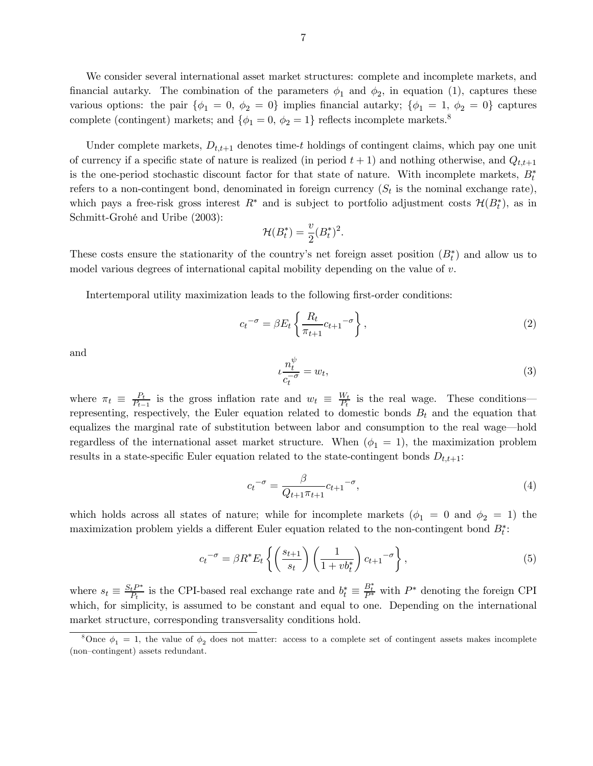We consider several international asset market structures: complete and incomplete markets, and financial autarky. The combination of the parameters $\phi_1$ and $\phi_2$, in equation (1), captures these various options: the pair $\{\phi_1 = 0,\ \phi_2 = 0\}$ implies financial autarky; $\{\phi_1 = 1,\ \phi_2 = 0\}$ captures complete (contingent) markets; and $\{\phi_1 = 0,\ \phi_2 = 1\}$ reflects incomplete markets.[8]

Under complete markets, $D_{t,t+1}$ denotes time-$t$ holdings of contingent claims, which pay one unit of currency if a specific state of nature is realized (in period $t+1$) and nothing otherwise, and $Q_{t,t+1}$ is the one-period stochastic discount factor for that state of nature. With incomplete markets, $B_t^*$ refers to a non-contingent bond, denominated in foreign currency ($S_t$ is the nominal exchange rate), which pays a free-risk gross interest $R^*$ and is subject to portfolio adjustment costs $\mathcal{H}(B_t^*)$, as in Schmitt-Grohé and Uribe (2003):

$$\mathcal{H}(B_t^*) = \frac{v}{2}(B_t^*)^2.$$

These costs ensure the stationarity of the country's net foreign asset position ($B_t^*$) and allow us to model various degrees of international capital mobility depending on the value of $v$.

Intertemporal utility maximization leads to the following first-order conditions:

$$c_t^{-\sigma} = \beta E_t \left\{ \frac{R_t}{\pi_{t+1}} c_{t+1}^{-\sigma} \right\}, \tag{2}$$

and

$$\iota \frac{n_t^{\psi}}{c_t^{-\sigma}} = w_t, \tag{3}$$

where $\pi_t \equiv \frac{P_t}{P_{t-1}}$ is the gross inflation rate and $w_t \equiv \frac{W_t}{P_t}$ is the real wage. These conditions—representing, respectively, the Euler equation related to domestic bonds $B_t$ and the equation that equalizes the marginal rate of substitution between labor and consumption to the real wage—hold regardless of the international asset market structure. When ($\phi_1 = 1$), the maximization problem results in a state-specific Euler equation related to the state-contingent bonds $D_{t,t+1}$:

$$c_t^{-\sigma} = \frac{\beta}{Q_{t+1}\pi_{t+1}} c_{t+1}^{-\sigma}, \tag{4}$$

which holds across all states of nature; while for incomplete markets ($\phi_1 = 0$ and $\phi_2 = 1$) the maximization problem yields a different Euler equation related to the non-contingent bond $B_t^*$:

$$c_t^{-\sigma} = \beta R^* E_t \left\{ \left( \frac{s_{t+1}}{s_t} \right) \left( \frac{1}{1 + v b_t^*} \right) c_{t+1}^{-\sigma} \right\}, \tag{5}$$

where $s_t \equiv \frac{S_t P^*}{P_t}$ is the CPI-based real exchange rate and $b_t^* \equiv \frac{B_t^*}{P^*}$ with $P^*$ denoting the foreign CPI which, for simplicity, is assumed to be constant and equal to one. Depending on the international market structure, corresponding transversality conditions hold.

[8] Once $\phi_1 = 1$, the value of $\phi_2$ does not matter: access to a complete set of contingent assets makes incomplete (non–contingent) assets redundant.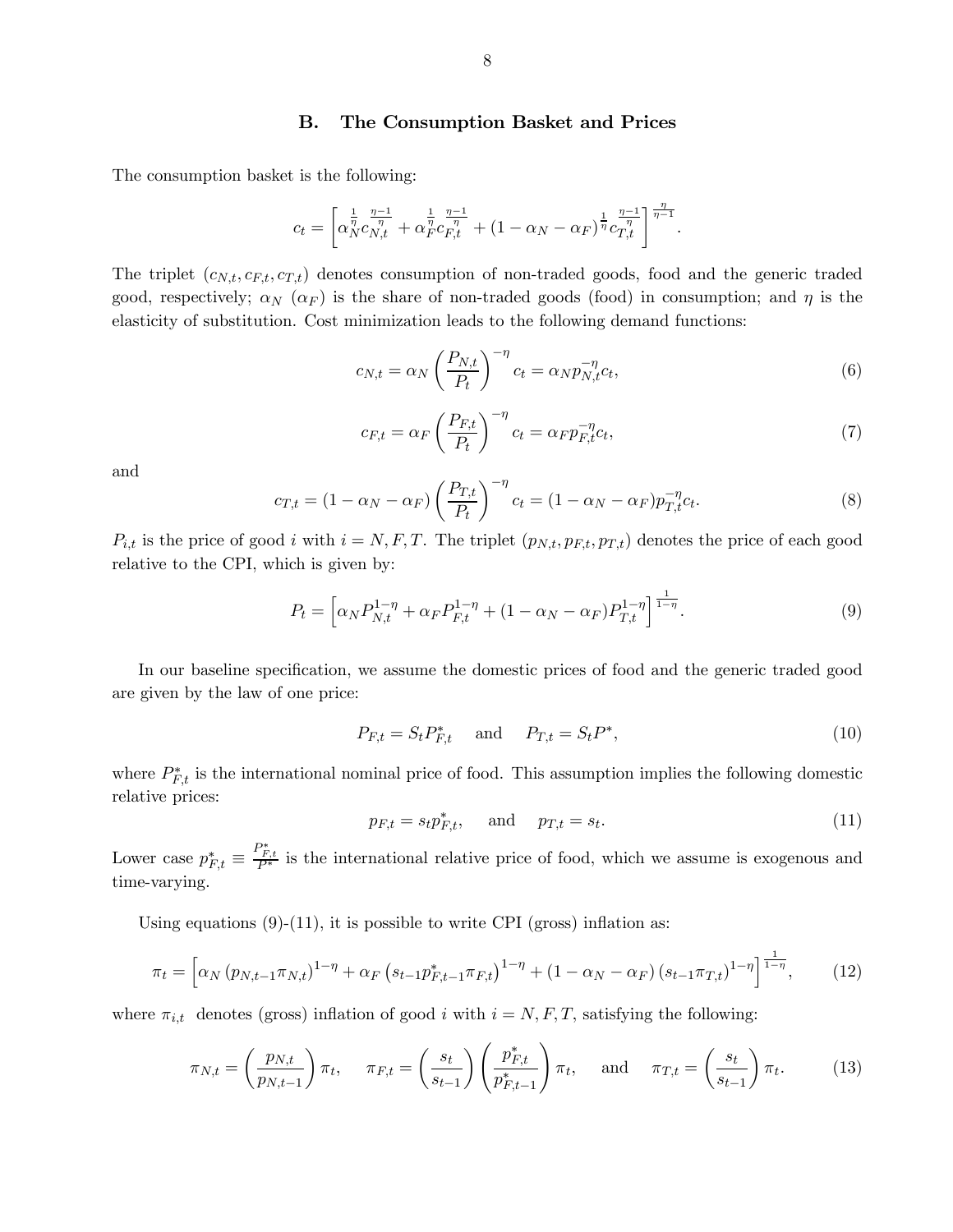## B. The Consumption Basket and Prices

The consumption basket is the following:

$$c_t = \left[ \alpha_N^{\frac{1}{\eta}} c_{N,t}^{\frac{\eta-1}{\eta}} + \alpha_F^{\frac{1}{\eta}} c_{F,t}^{\frac{\eta-1}{\eta}} + (1 - \alpha_N - \alpha_F)^{\frac{1}{\eta}} c_{T,t}^{\frac{\eta-1}{\eta}} \right]^{\frac{\eta}{\eta-1}}.$$

The triplet $(c_{N,t}, c_{F,t}, c_{T,t})$ denotes consumption of non-traded goods, food and the generic traded good, respectively; $\alpha_N$ ($\alpha_F$) is the share of non-traded goods (food) in consumption; and $\eta$ is the elasticity of substitution. Cost minimization leads to the following demand functions:

$$c_{N,t} = \alpha_N \left( \frac{P_{N,t}}{P_t} \right)^{-\eta} c_t = \alpha_N p_{N,t}^{-\eta} c_t, \tag{6}$$

$$c_{F,t} = \alpha_F \left( \frac{P_{F,t}}{P_t} \right)^{-\eta} c_t = \alpha_F p_{F,t}^{-\eta} c_t, \tag{7}$$

and

$$c_{T,t} = (1 - \alpha_N - \alpha_F) \left( \frac{P_{T,t}}{P_t} \right)^{-\eta} c_t = (1 - \alpha_N - \alpha_F) p_{T,t}^{-\eta} c_t. \tag{8}$$

$P_{i,t}$ is the price of good $i$ with $i = N, F, T$. The triplet $(p_{N,t}, p_{F,t}, p_{T,t})$ denotes the price of each good relative to the CPI, which is given by:

$$P_t = \left[ \alpha_N P_{N,t}^{1-\eta} + \alpha_F P_{F,t}^{1-\eta} + (1 - \alpha_N - \alpha_F) P_{T,t}^{1-\eta} \right]^{\frac{1}{1-\eta}}. \tag{9}$$

In our baseline specification, we assume the domestic prices of food and the generic traded good are given by the law of one price:

$$P_{F,t} = S_t P_{F,t}^* \quad \text{and} \quad P_{T,t} = S_t P^*, \tag{10}$$

where $P_{F,t}^*$ is the international nominal price of food. This assumption implies the following domestic relative prices:

$$p_{F,t} = s_t p_{F,t}^*, \quad \text{and} \quad p_{T,t} = s_t. \tag{11}$$

Lower case $p_{F,t}^* \equiv \frac{P_{F,t}^*}{P^*}$ is the international relative price of food, which we assume is exogenous and time-varying.

Using equations (9)-(11), it is possible to write CPI (gross) inflation as:

$$\pi_t = \left[ \alpha_N \left( p_{N,t-1} \pi_{N,t} \right)^{1-\eta} + \alpha_F \left( s_{t-1} p_{F,t-1}^* \pi_{F,t} \right)^{1-\eta} + (1 - \alpha_N - \alpha_F) \left( s_{t-1} \pi_{T,t} \right)^{1-\eta} \right]^{\frac{1}{1-\eta}}, \tag{12}$$

where $\pi_{i,t}$ denotes (gross) inflation of good $i$ with $i = N, F, T$, satisfying the following:

$$\pi_{N,t} = \left( \frac{p_{N,t}}{p_{N,t-1}} \right) \pi_t, \quad \pi_{F,t} = \left( \frac{s_t}{s_{t-1}} \right) \left( \frac{p_{F,t}^*}{p_{F,t-1}^*} \right) \pi_t, \quad \text{and} \quad \pi_{T,t} = \left( \frac{s_t}{s_{t-1}} \right) \pi_t. \tag{13}$$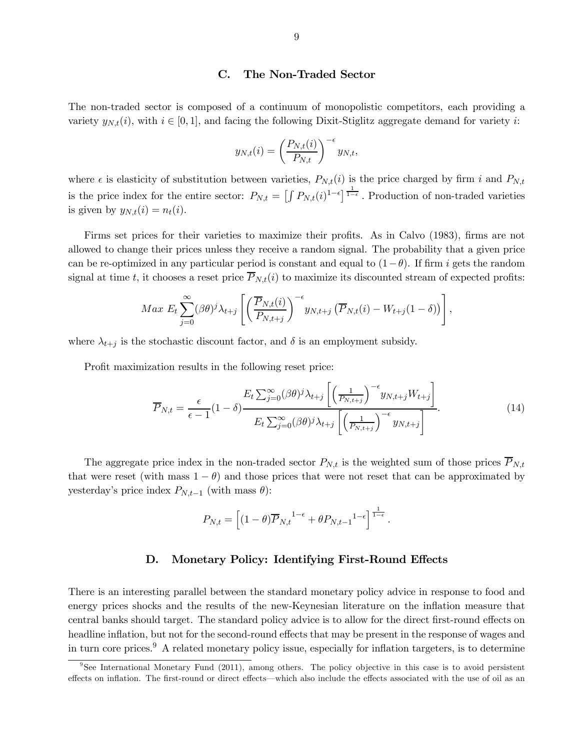### C. The Non-Traded Sector

The non-traded sector is composed of a continuum of monopolistic competitors, each providing a variety $y_{N,t}(i)$, with $i \in [0,1]$, and facing the following Dixit-Stiglitz aggregate demand for variety $i$:

$$y_{N,t}(i) = \left( \frac{P_{N,t}(i)}{P_{N,t}} \right)^{-\epsilon} y_{N,t},$$

where $\epsilon$ is elasticity of substitution between varieties, $P_{N,t}(i)$ is the price charged by firm $i$ and $P_{N,t}$ is the price index for the entire sector: $P_{N,t} = \left[ \int P_{N,t}(i)^{1-\epsilon} \right]^{\frac{1}{1-\epsilon}}$. Production of non-traded varieties is given by $y_{N,t}(i) = n_t(i)$.

Firms set prices for their varieties to maximize their profits. As in Calvo (1983), firms are not allowed to change their prices unless they receive a random signal. The probability that a given price can be re-optimized in any particular period is constant and equal to $(1-\theta)$. If firm $i$ gets the random signal at time $t$, it chooses a reset price $\overline{P}_{N,t}(i)$ to maximize its discounted stream of expected profits:

$$Max\ E_t \sum_{j=0}^{\infty} (\beta\theta)^j \lambda_{t+j} \left[ \left( \frac{\overline{P}_{N,t}(i)}{P_{N,t+j}} \right)^{-\epsilon} y_{N,t+j} \left( \overline{P}_{N,t}(i) - W_{t+j}(1-\delta) \right) \right],$$

where $\lambda_{t+j}$ is the stochastic discount factor, and $\delta$ is an employment subsidy.

Profit maximization results in the following reset price:

$$\overline{P}_{N,t} = \frac{\epsilon}{\epsilon - 1}(1-\delta) \frac{E_t \sum_{j=0}^{\infty} (\beta\theta)^j \lambda_{t+j} \left[ \left( \frac{1}{P_{N,t+j}} \right)^{-\epsilon} y_{N,t+j} W_{t+j} \right]}{E_t \sum_{j=0}^{\infty} (\beta\theta)^j \lambda_{t+j} \left[ \left( \frac{1}{P_{N,t+j}} \right)^{-\epsilon} y_{N,t+j} \right]}. \tag{14}$$

The aggregate price index in the non-traded sector $P_{N,t}$ is the weighted sum of those prices $\overline{P}_{N,t}$ that were reset (with mass $1-\theta$) and those prices that were not reset that can be approximated by yesterday's price index $P_{N,t-1}$ (with mass $\theta$):

$$P_{N,t} = \left[ (1-\theta)\overline{P}_{N,t}{}^{1-\epsilon} + \theta P_{N,t-1}{}^{1-\epsilon} \right]^{\frac{1}{1-\epsilon}}.$$

### D. Monetary Policy: Identifying First-Round Effects

There is an interesting parallel between the standard monetary policy advice in response to food and energy prices shocks and the results of the new-Keynesian literature on the inflation measure that central banks should target. The standard policy advice is to allow for the direct first-round effects on headline inflation, but not for the second-round effects that may be present in the response of wages and in turn core prices.[9] A related monetary policy issue, especially for inflation targeters, is to determine

[9] See International Monetary Fund (2011), among others. The policy objective in this case is to avoid persistent effects on inflation. The first-round or direct effects—which also include the effects associated with the use of oil as an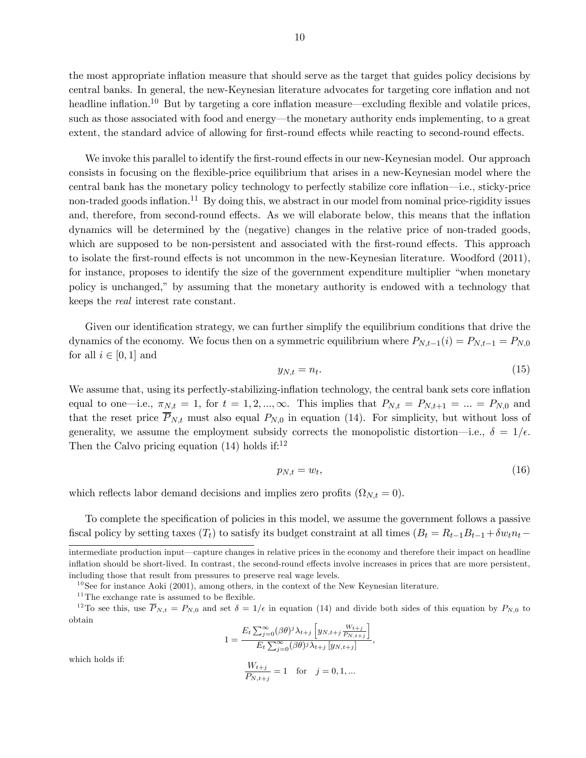the most appropriate inflation measure that should serve as the target that guides policy decisions by central banks. In general, the new-Keynesian literature advocates for targeting core inflation and not headline inflation.[10] But by targeting a core inflation measure—excluding flexible and volatile prices, such as those associated with food and energy—the monetary authority ends implementing, to a great extent, the standard advice of allowing for first-round effects while reacting to second-round effects.

We invoke this parallel to identify the first-round effects in our new-Keynesian model. Our approach consists in focusing on the flexible-price equilibrium that arises in a new-Keynesian model where the central bank has the monetary policy technology to perfectly stabilize core inflation—i.e., sticky-price non-traded goods inflation.[11] By doing this, we abstract in our model from nominal price-rigidity issues and, therefore, from second-round effects. As we will elaborate below, this means that the inflation dynamics will be determined by the (negative) changes in the relative price of non-traded goods, which are supposed to be non-persistent and associated with the first-round effects. This approach to isolate the first-round effects is not uncommon in the new-Keynesian literature. Woodford (2011), for instance, proposes to identify the size of the government expenditure multiplier "when monetary policy is unchanged," by assuming that the monetary authority is endowed with a technology that keeps the *real* interest rate constant.

Given our identification strategy, we can further simplify the equilibrium conditions that drive the dynamics of the economy. We focus then on a symmetric equilibrium where $P_{N,t-1}(i) = P_{N,t-1} = P_{N,0}$ for all $i \in [0, 1]$ and

$$y_{N,t} = n_t. \tag{15}$$

We assume that, using its perfectly-stabilizing-inflation technology, the central bank sets core inflation equal to one—i.e., $\pi_{N,t} = 1$, for $t = 1, 2, ..., \infty$. This implies that $P_{N,t} = P_{N,t+1} = ... = P_{N,0}$ and that the reset price $\overline{P}_{N,t}$ must also equal $P_{N,0}$ in equation (14). For simplicity, but without loss of generality, we assume the employment subsidy corrects the monopolistic distortion—i.e., $\delta = 1/\epsilon$. Then the Calvo pricing equation (14) holds if:[12]

$$p_{N,t} = w_t, \tag{16}$$

which reflects labor demand decisions and implies zero profits ($\Omega_{N,t} = 0$).

To complete the specification of policies in this model, we assume the government follows a passive fiscal policy by setting taxes ($T_t$) to satisfy its budget constraint at all times ($B_t = R_{t-1}B_{t-1} + \delta w_t n_t -$

---

intermediate production input—capture changes in relative prices in the economy and therefore their impact on headline inflation should be short-lived. In contrast, the second-round effects involve increases in prices that are more persistent, including those that result from pressures to preserve real wage levels.

[10] See for instance Aoki (2001), among others, in the context of the New Keynesian literature.

[11] The exchange rate is assumed to be flexible.

[12] To see this, use $\overline{P}_{N,t} = P_{N,0}$ and set $\delta = 1/\epsilon$ in equation (14) and divide both sides of this equation by $P_{N,0}$ to obtain

$$1 = \frac{E_t \sum_{j=0}^{\infty} (\beta\theta)^j \lambda_{t+j} \left[ y_{N,t+j} \frac{W_{t+j}}{P_{N,t+j}} \right]}{E_t \sum_{j=0}^{\infty} (\beta\theta)^j \lambda_{t+j} \left[ y_{N,t+j} \right]},$$

which holds if:

$$\frac{W_{t+j}}{P_{N,t+j}} = 1 \quad \text{for} \quad j = 0, 1, ...$$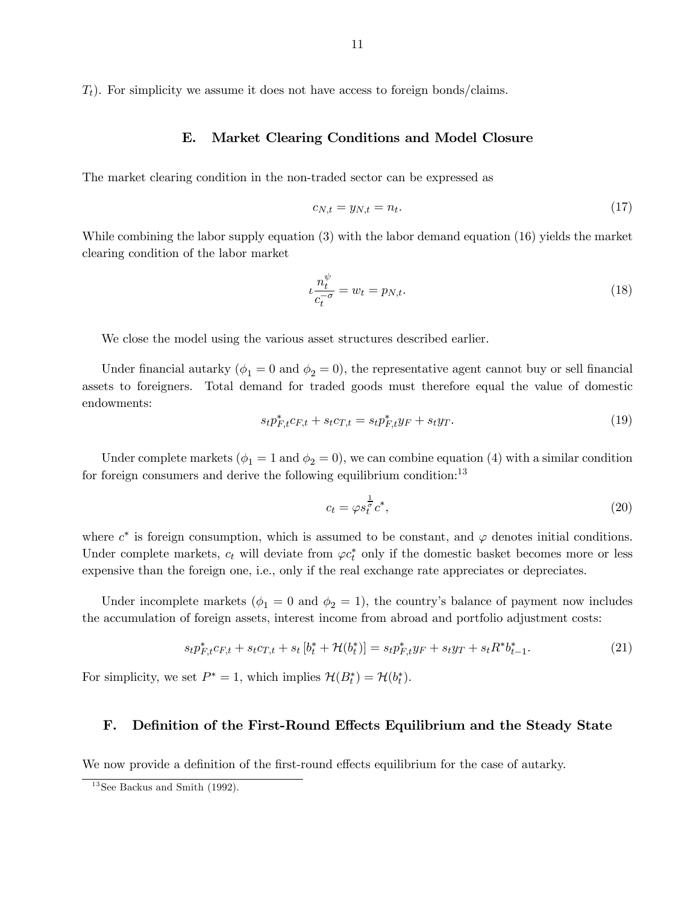$T_t$). For simplicity we assume it does not have access to foreign bonds/claims.

### E. Market Clearing Conditions and Model Closure

The market clearing condition in the non-traded sector can be expressed as

$$c_{N,t} = y_{N,t} = n_t. \tag{17}$$

While combining the labor supply equation (3) with the labor demand equation (16) yields the market clearing condition of the labor market

$$\iota \frac{n_t^{\psi}}{c_t^{-\sigma}} = w_t = p_{N,t}. \tag{18}$$

We close the model using the various asset structures described earlier.

Under financial autarky ($\phi_1 = 0$ and $\phi_2 = 0$), the representative agent cannot buy or sell financial assets to foreigners. Total demand for traded goods must therefore equal the value of domestic endowments:

$$s_t p_{F,t}^* c_{F,t} + s_t c_{T,t} = s_t p_{F,t}^* y_F + s_t y_T. \tag{19}$$

Under complete markets ($\phi_1 = 1$ and $\phi_2 = 0$), we can combine equation (4) with a similar condition for foreign consumers and derive the following equilibrium condition:[13]

$$c_t = \varphi s_t^{\frac{1}{\sigma}} c^*, \tag{20}$$

where $c^*$ is foreign consumption, which is assumed to be constant, and $\varphi$ denotes initial conditions. Under complete markets, $c_t$ will deviate from $\varphi c_t^*$ only if the domestic basket becomes more or less expensive than the foreign one, i.e., only if the real exchange rate appreciates or depreciates.

Under incomplete markets ($\phi_1 = 0$ and $\phi_2 = 1$), the country's balance of payment now includes the accumulation of foreign assets, interest income from abroad and portfolio adjustment costs:

$$s_t p_{F,t}^* c_{F,t} + s_t c_{T,t} + s_t \left[ b_t^* + \mathcal{H}(b_t^*) \right] = s_t p_{F,t}^* y_F + s_t y_T + s_t R^* b_{t-1}^*. \tag{21}$$

For simplicity, we set $P^* = 1$, which implies $\mathcal{H}(B_t^*) = \mathcal{H}(b_t^*)$.

### F. Definition of the First-Round Effects Equilibrium and the Steady State

We now provide a definition of the first-round effects equilibrium for the case of autarky.

[13] See Backus and Smith (1992).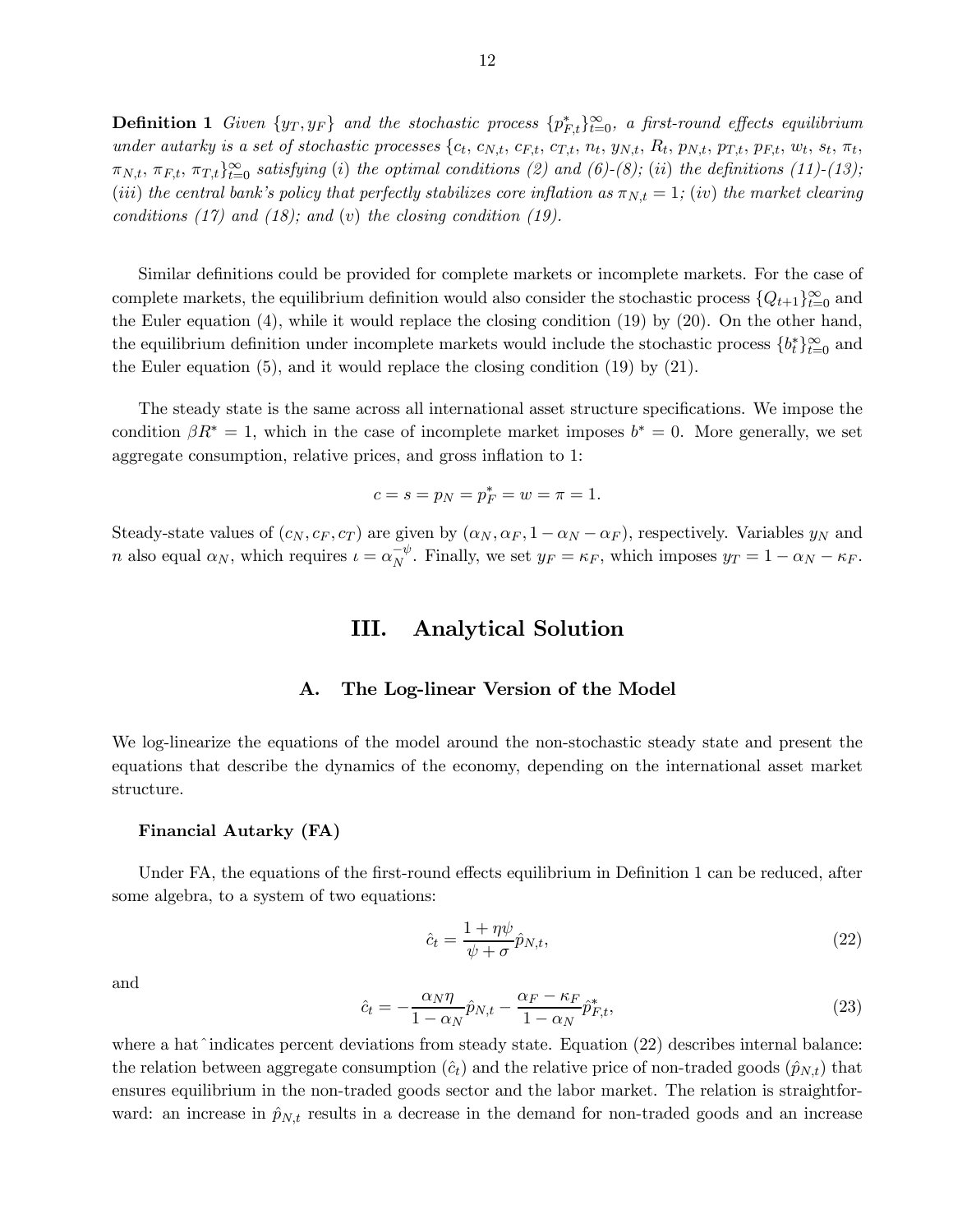**Definition 1** *Given $\{y_T, y_F\}$ and the stochastic process $\{p^*_{F,t}\}_{t=0}^{\infty}$, a first-round effects equilibrium under autarky is a set of stochastic processes $\{c_t$, $c_{N,t}$, $c_{F,t}$, $c_{T,t}$, $n_t$, $y_{N,t}$, $R_t$, $p_{N,t}$, $p_{T,t}$, $p_{F,t}$, $w_t$, $s_t$, $\pi_t$, $\pi_{N,t}$, $\pi_{F,t}$, $\pi_{T,t}\}_{t=0}^{\infty}$ satisfying (i) the optimal conditions (2) and (6)-(8); (ii) the definitions (11)-(13); (iii) the central bank's policy that perfectly stabilizes core inflation as $\pi_{N,t} = 1$; (iv) the market clearing conditions (17) and (18); and (v) the closing condition (19).*

Similar definitions could be provided for complete markets or incomplete markets. For the case of complete markets, the equilibrium definition would also consider the stochastic process $\{Q_{t+1}\}_{t=0}^{\infty}$ and the Euler equation (4), while it would replace the closing condition (19) by (20). On the other hand, the equilibrium definition under incomplete markets would include the stochastic process $\{b^*_t\}_{t=0}^{\infty}$ and the Euler equation (5), and it would replace the closing condition (19) by (21).

The steady state is the same across all international asset structure specifications. We impose the condition $\beta R^* = 1$, which in the case of incomplete market imposes $b^* = 0$. More generally, we set aggregate consumption, relative prices, and gross inflation to 1:

$$c = s = p_N = p^*_F = w = \pi = 1.$$

Steady-state values of $(c_N, c_F, c_T)$ are given by $(\alpha_N, \alpha_F, 1 - \alpha_N - \alpha_F)$, respectively. Variables $y_N$ and $n$ also equal $\alpha_N$, which requires $\iota = \alpha_N^{-\psi}$. Finally, we set $y_F = \kappa_F$, which imposes $y_T = 1 - \alpha_N - \kappa_F$.

# III. Analytical Solution

## A. The Log-linear Version of the Model

We log-linearize the equations of the model around the non-stochastic steady state and present the equations that describe the dynamics of the economy, depending on the international asset market structure.

### Financial Autarky (FA)

Under FA, the equations of the first-round effects equilibrium in Definition 1 can be reduced, after some algebra, to a system of two equations:

$$\hat{c}_t = \frac{1 + \eta\psi}{\psi + \sigma} \hat{p}_{N,t}, \tag{22}$$

and

$$\hat{c}_t = -\frac{\alpha_N \eta}{1 - \alpha_N} \hat{p}_{N,t} - \frac{\alpha_F - \kappa_F}{1 - \alpha_N} \hat{p}^*_{F,t}, \tag{23}$$

where a hat ˆ indicates percent deviations from steady state. Equation (22) describes internal balance: the relation between aggregate consumption ($\hat{c}_t$) and the relative price of non-traded goods ($\hat{p}_{N,t}$) that ensures equilibrium in the non-traded goods sector and the labor market. The relation is straightforward: an increase in $\hat{p}_{N,t}$ results in a decrease in the demand for non-traded goods and an increase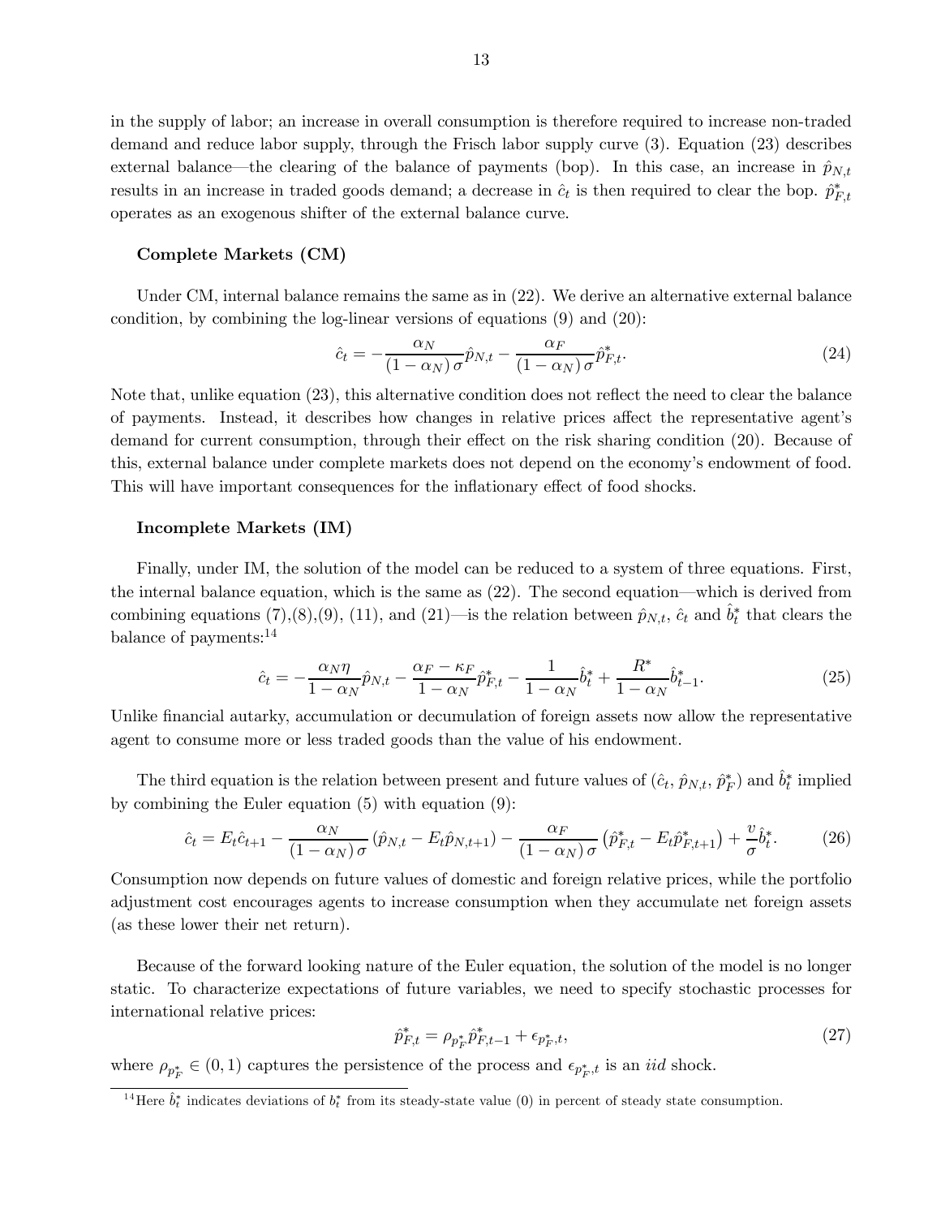in the supply of labor; an increase in overall consumption is therefore required to increase non-traded demand and reduce labor supply, through the Frisch labor supply curve (3). Equation (23) describes external balance—the clearing of the balance of payments (bop). In this case, an increase in $\hat{p}_{N,t}$ results in an increase in traded goods demand; a decrease in $\hat{c}_t$ is then required to clear the bop. $\hat{p}^*_{F,t}$ operates as an exogenous shifter of the external balance curve.

**Complete Markets (CM)**

Under CM, internal balance remains the same as in (22). We derive an alternative external balance condition, by combining the log-linear versions of equations (9) and (20):

$$\hat{c}_t = -\frac{\alpha_N}{(1-\alpha_N)\,\sigma}\hat{p}_{N,t} - \frac{\alpha_F}{(1-\alpha_N)\,\sigma}\hat{p}^*_{F,t}. \tag{24}$$

Note that, unlike equation (23), this alternative condition does not reflect the need to clear the balance of payments. Instead, it describes how changes in relative prices affect the representative agent's demand for current consumption, through their effect on the risk sharing condition (20). Because of this, external balance under complete markets does not depend on the economy's endowment of food. This will have important consequences for the inflationary effect of food shocks.

**Incomplete Markets (IM)**

Finally, under IM, the solution of the model can be reduced to a system of three equations. First, the internal balance equation, which is the same as (22). The second equation—which is derived from combining equations (7),(8),(9), (11), and (21)—is the relation between $\hat{p}_{N,t}$, $\hat{c}_t$ and $\hat{b}^*_t$ that clears the balance of payments:[14]

$$\hat{c}_t = -\frac{\alpha_N \eta}{1-\alpha_N}\hat{p}_{N,t} - \frac{\alpha_F - \kappa_F}{1-\alpha_N}\hat{p}^*_{F,t} - \frac{1}{1-\alpha_N}\hat{b}^*_t + \frac{R^*}{1-\alpha_N}\hat{b}^*_{t-1}. \tag{25}$$

Unlike financial autarky, accumulation or decumulation of foreign assets now allow the representative agent to consume more or less traded goods than the value of his endowment.

The third equation is the relation between present and future values of ($\hat{c}_t$, $\hat{p}_{N,t}$, $\hat{p}^*_F$) and $\hat{b}^*_t$ implied by combining the Euler equation (5) with equation (9):

$$\hat{c}_t = E_t\hat{c}_{t+1} - \frac{\alpha_N}{(1-\alpha_N)\,\sigma}\left(\hat{p}_{N,t} - E_t\hat{p}_{N,t+1}\right) - \frac{\alpha_F}{(1-\alpha_N)\,\sigma}\left(\hat{p}^*_{F,t} - E_t\hat{p}^*_{F,t+1}\right) + \frac{v}{\sigma}\hat{b}^*_t. \tag{26}$$

Consumption now depends on future values of domestic and foreign relative prices, while the portfolio adjustment cost encourages agents to increase consumption when they accumulate net foreign assets (as these lower their net return).

Because of the forward looking nature of the Euler equation, the solution of the model is no longer static. To characterize expectations of future variables, we need to specify stochastic processes for international relative prices:

$$\hat{p}^*_{F,t} = \rho_{p^*_F}\hat{p}^*_{F,t-1} + \epsilon_{p^*_F,t}, \tag{27}$$

where $\rho_{p^*_F} \in (0,1)$ captures the persistence of the process and $\epsilon_{p^*_F,t}$ is an *iid* shock.

[14] Here $\hat{b}^*_t$ indicates deviations of $b^*_t$ from its steady-state value (0) in percent of steady state consumption.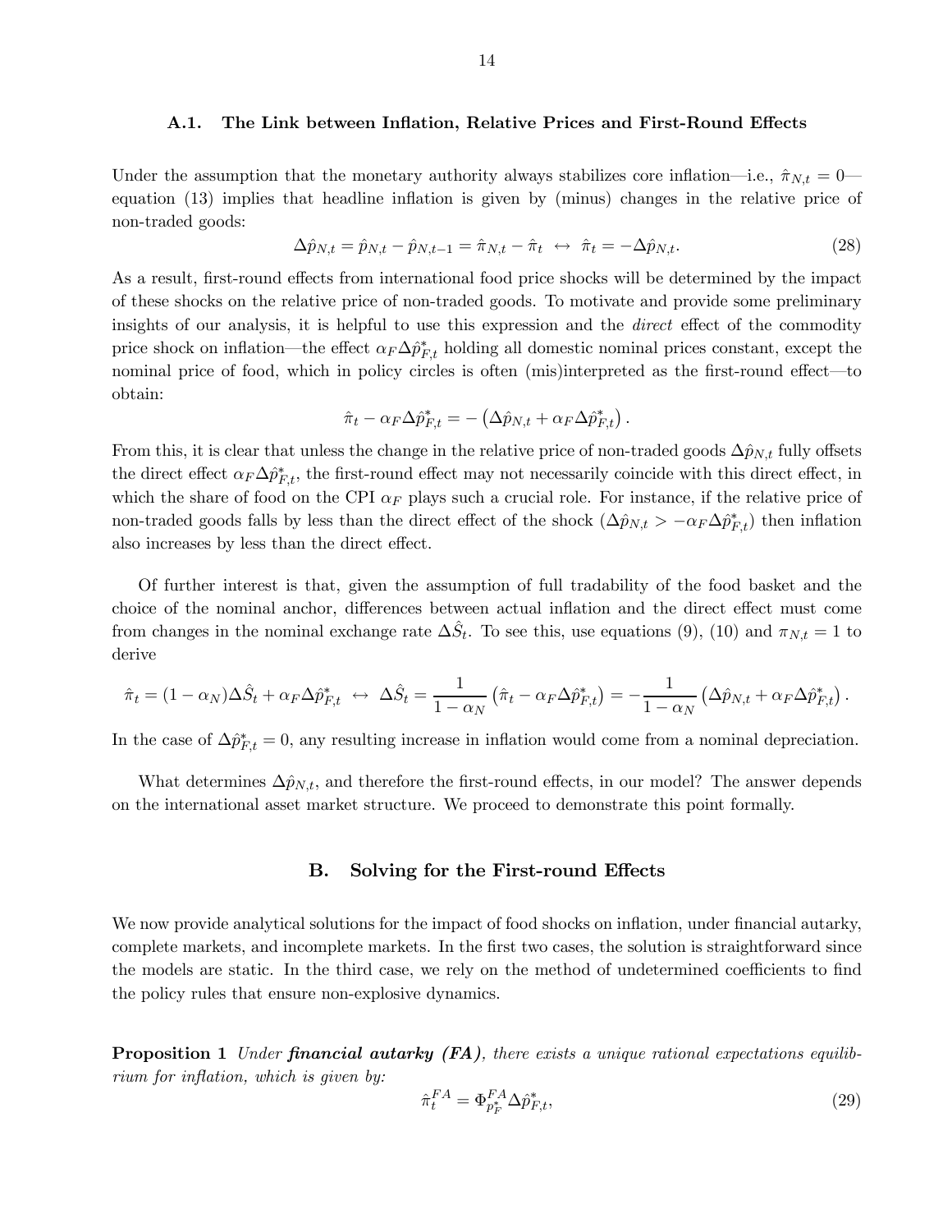### A.1. The Link between Inflation, Relative Prices and First-Round Effects

Under the assumption that the monetary authority always stabilizes core inflation—i.e., $\hat{\pi}_{N,t} = 0$—equation (13) implies that headline inflation is given by (minus) changes in the relative price of non-traded goods:

$$\Delta \hat{p}_{N,t} = \hat{p}_{N,t} - \hat{p}_{N,t-1} = \hat{\pi}_{N,t} - \hat{\pi}_t \leftrightarrow \hat{\pi}_t = -\Delta \hat{p}_{N,t}. \tag{28}$$

As a result, first-round effects from international food price shocks will be determined by the impact of these shocks on the relative price of non-traded goods. To motivate and provide some preliminary insights of our analysis, it is helpful to use this expression and the *direct* effect of the commodity price shock on inflation—the effect $\alpha_F \Delta \hat{p}^*_{F,t}$ holding all domestic nominal prices constant, except the nominal price of food, which in policy circles is often (mis)interpreted as the first-round effect—to obtain:

$$\hat{\pi}_t - \alpha_F \Delta \hat{p}^*_{F,t} = -\left(\Delta \hat{p}_{N,t} + \alpha_F \Delta \hat{p}^*_{F,t}\right).$$

From this, it is clear that unless the change in the relative price of non-traded goods $\Delta \hat{p}_{N,t}$ fully offsets the direct effect $\alpha_F \Delta \hat{p}^*_{F,t}$, the first-round effect may not necessarily coincide with this direct effect, in which the share of food on the CPI $\alpha_F$ plays such a crucial role. For instance, if the relative price of non-traded goods falls by less than the direct effect of the shock ($\Delta \hat{p}_{N,t} > -\alpha_F \Delta \hat{p}^*_{F,t}$) then inflation also increases by less than the direct effect.

Of further interest is that, given the assumption of full tradability of the food basket and the choice of the nominal anchor, differences between actual inflation and the direct effect must come from changes in the nominal exchange rate $\Delta \hat{S}_t$. To see this, use equations (9), (10) and $\pi_{N,t} = 1$ to derive

$$\hat{\pi}_t = (1-\alpha_N)\Delta \hat{S}_t + \alpha_F \Delta \hat{p}^*_{F,t} \leftrightarrow \Delta \hat{S}_t = \frac{1}{1-\alpha_N}\left(\hat{\pi}_t - \alpha_F \Delta \hat{p}^*_{F,t}\right) = -\frac{1}{1-\alpha_N}\left(\Delta \hat{p}_{N,t} + \alpha_F \Delta \hat{p}^*_{F,t}\right).$$

In the case of $\Delta \hat{p}^*_{F,t} = 0$, any resulting increase in inflation would come from a nominal depreciation.

What determines $\Delta \hat{p}_{N,t}$, and therefore the first-round effects, in our model? The answer depends on the international asset market structure. We proceed to demonstrate this point formally.

## B. Solving for the First-round Effects

We now provide analytical solutions for the impact of food shocks on inflation, under financial autarky, complete markets, and incomplete markets. In the first two cases, the solution is straightforward since the models are static. In the third case, we rely on the method of undetermined coefficients to find the policy rules that ensure non-explosive dynamics.

**Proposition 1** *Under* ***financial autarky (FA)****, there exists a unique rational expectations equilibrium for inflation, which is given by:*

$$\hat{\pi}^{FA}_t = \Phi^{FA}_{p^*_F} \Delta \hat{p}^*_{F,t}, \tag{29}$$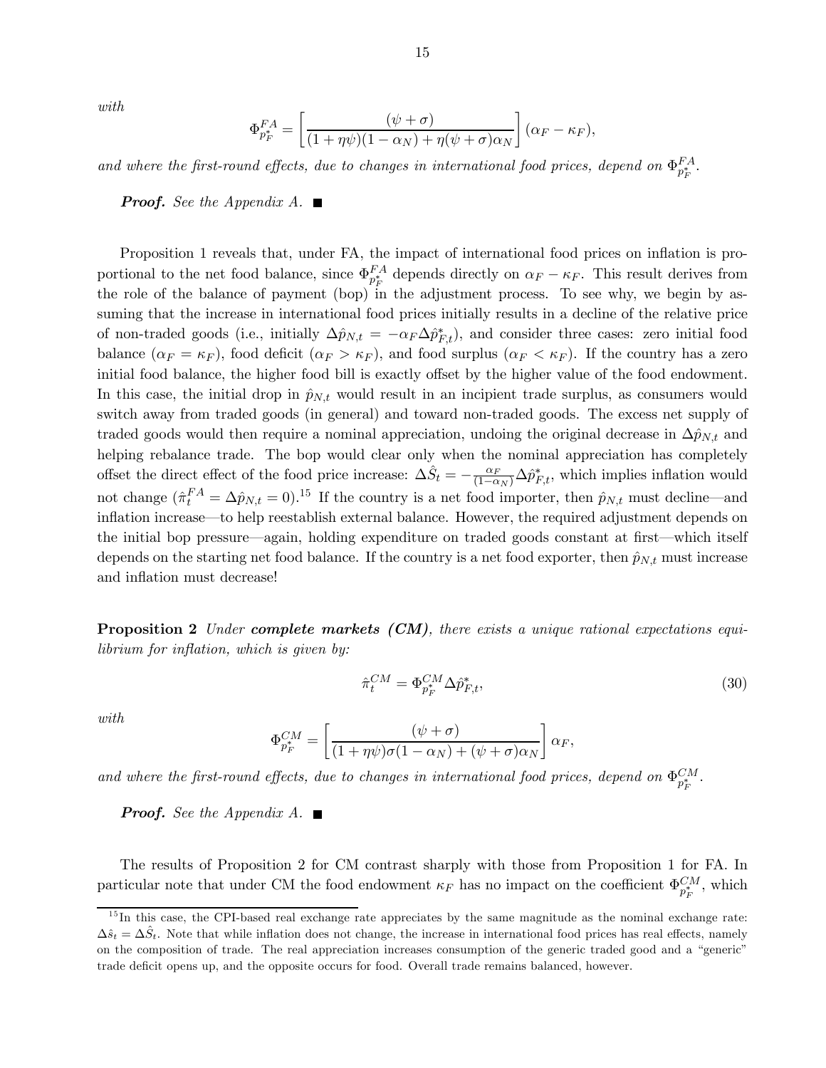*with*

$$\Phi^{FA}_{p_F^*} = \left[\frac{(\psi + \sigma)}{(1 + \eta\psi)(1 - \alpha_N) + \eta(\psi + \sigma)\alpha_N}\right](\alpha_F - \kappa_F),$$

*and where the first-round effects, due to changes in international food prices, depend on* $\Phi^{FA}_{p_F^*}$.

***Proof.*** *See the Appendix A.* ■

Proposition 1 reveals that, under FA, the impact of international food prices on inflation is proportional to the net food balance, since $\Phi^{FA}_{p_F^*}$ depends directly on $\alpha_F - \kappa_F$. This result derives from the role of the balance of payment (bop) in the adjustment process. To see why, we begin by assuming that the increase in international food prices initially results in a decline of the relative price of non-traded goods (i.e., initially $\Delta\hat{p}_{N,t} = -\alpha_F \Delta\hat{p}^*_{F,t}$), and consider three cases: zero initial food balance ($\alpha_F = \kappa_F$), food deficit ($\alpha_F > \kappa_F$), and food surplus ($\alpha_F < \kappa_F$). If the country has a zero initial food balance, the higher food bill is exactly offset by the higher value of the food endowment. In this case, the initial drop in $\hat{p}_{N,t}$ would result in an incipient trade surplus, as consumers would switch away from traded goods (in general) and toward non-traded goods. The excess net supply of traded goods would then require a nominal appreciation, undoing the original decrease in $\Delta\hat{p}_{N,t}$ and helping rebalance trade. The bop would clear only when the nominal appreciation has completely offset the direct effect of the food price increase: $\Delta\hat{S}_t = -\frac{\alpha_F}{(1-\alpha_N)}\Delta\hat{p}^*_{F,t}$, which implies inflation would not change ($\hat{\pi}^{FA}_t = \Delta\hat{p}_{N,t} = 0$).[15] If the country is a net food importer, then $\hat{p}_{N,t}$ must decline—and inflation increase—to help reestablish external balance. However, the required adjustment depends on the initial bop pressure—again, holding expenditure on traded goods constant at first—which itself depends on the starting net food balance. If the country is a net food exporter, then $\hat{p}_{N,t}$ must increase and inflation must decrease!

**Proposition 2** *Under* ***complete markets (CM)****, there exists a unique rational expectations equilibrium for inflation, which is given by:*

$$\hat{\pi}^{CM}_t = \Phi^{CM}_{p_F^*}\Delta\hat{p}^*_{F,t}, \tag{30}$$

*with*

$$\Phi^{CM}_{p_F^*} = \left[\frac{(\psi + \sigma)}{(1 + \eta\psi)\sigma(1 - \alpha_N) + (\psi + \sigma)\alpha_N}\right]\alpha_F,$$

*and where the first-round effects, due to changes in international food prices, depend on* $\Phi^{CM}_{p_F^*}$.

***Proof.*** *See the Appendix A.* ■

The results of Proposition 2 for CM contrast sharply with those from Proposition 1 for FA. In particular note that under CM the food endowment $\kappa_F$ has no impact on the coefficient $\Phi^{CM}_{p_F^*}$, which

[15] In this case, the CPI-based real exchange rate appreciates by the same magnitude as the nominal exchange rate: $\Delta\hat{s}_t = \Delta\hat{S}_t$. Note that while inflation does not change, the increase in international food prices has real effects, namely on the composition of trade. The real appreciation increases consumption of the generic traded good and a "generic" trade deficit opens up, and the opposite occurs for food. Overall trade remains balanced, however.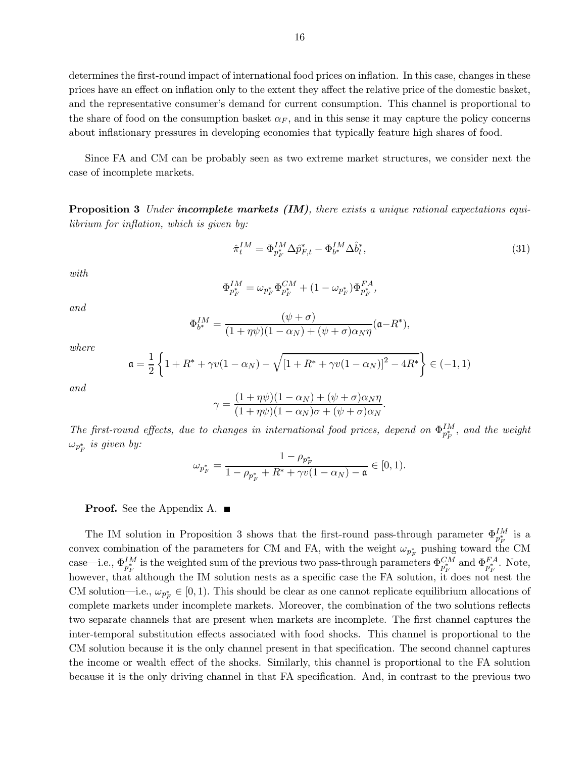determines the first-round impact of international food prices on inflation. In this case, changes in these prices have an effect on inflation only to the extent they affect the relative price of the domestic basket, and the representative consumer's demand for current consumption. This channel is proportional to the share of food on the consumption basket $\alpha_F$, and in this sense it may capture the policy concerns about inflationary pressures in developing economies that typically feature high shares of food.

Since FA and CM can be probably seen as two extreme market structures, we consider next the case of incomplete markets.

**Proposition 3** *Under* ***incomplete markets (IM)****, there exists a unique rational expectations equilibrium for inflation, which is given by:*

$$\hat{\pi}_t^{IM} = \Phi_{p_F^*}^{IM} \Delta \hat{p}_{F,t}^* - \Phi_{b^*}^{IM} \Delta \hat{b}_t^*, \tag{31}$$

*with*

$$\Phi_{p_F^*}^{IM} = \omega_{p_F^*} \Phi_{p_F^*}^{CM} + (1 - \omega_{p_F^*}) \Phi_{p_F^*}^{FA},$$

*and*

$$\Phi_{b^*}^{IM} = \frac{(\psi + \sigma)}{(1 + \eta\psi)(1 - \alpha_N) + (\psi + \sigma)\alpha_N \eta} (\mathfrak{a} - R^*),$$

*where*

$$\mathfrak{a} = \frac{1}{2} \left\{ 1 + R^* + \gamma v(1 - \alpha_N) - \sqrt{[1 + R^* + \gamma v(1 - \alpha_N)]^2 - 4R^*} \right\} \in (-1, 1)$$

*and*

$$\gamma = \frac{(1 + \eta\psi)(1 - \alpha_N) + (\psi + \sigma)\alpha_N \eta}{(1 + \eta\psi)(1 - \alpha_N)\sigma + (\psi + \sigma)\alpha_N}.$$

*The first-round effects, due to changes in international food prices, depend on $\Phi_{p_F^*}^{IM}$, and the weight $\omega_{p_F^*}$ is given by:*

$$\omega_{p_F^*} = \frac{1 - \rho_{p_F^*}}{1 - \rho_{p_F^*} + R^* + \gamma v(1 - \alpha_N) - \mathfrak{a}} \in [0, 1).$$

**Proof.** See the Appendix A. ■

The IM solution in Proposition 3 shows that the first-round pass-through parameter $\Phi_{p_F^*}^{IM}$ is a convex combination of the parameters for CM and FA, with the weight $\omega_{p_F^*}$ pushing toward the CM case—i.e., $\Phi_{p_F^*}^{IM}$ is the weighted sum of the previous two pass-through parameters $\Phi_{p_F^*}^{CM}$ and $\Phi_{p_F^*}^{FA}$. Note, however, that although the IM solution nests as a specific case the FA solution, it does not nest the CM solution—i.e., $\omega_{p_F^*} \in [0, 1)$. This should be clear as one cannot replicate equilibrium allocations of complete markets under incomplete markets. Moreover, the combination of the two solutions reflects two separate channels that are present when markets are incomplete. The first channel captures the inter-temporal substitution effects associated with food shocks. This channel is proportional to the CM solution because it is the only channel present in that specification. The second channel captures the income or wealth effect of the shocks. Similarly, this channel is proportional to the FA solution because it is the only driving channel in that FA specification. And, in contrast to the previous two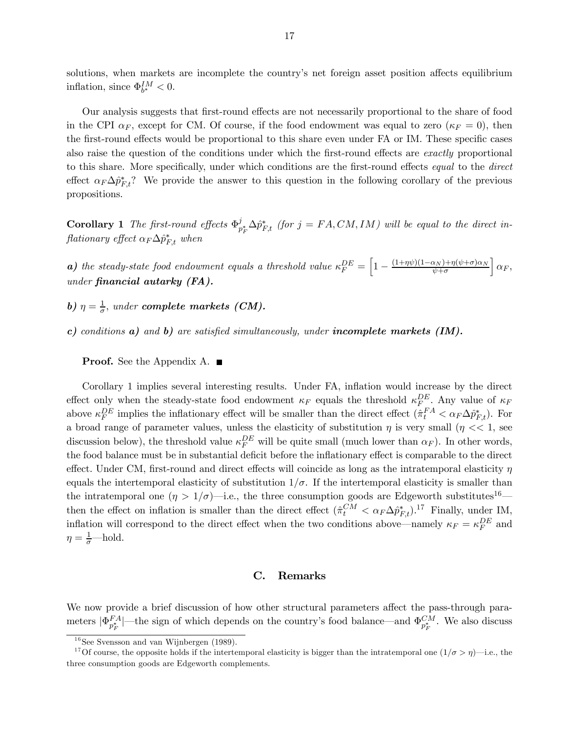solutions, when markets are incomplete the country's net foreign asset position affects equilibrium inflation, since $\Phi^{IM}_{b^*} < 0$.

Our analysis suggests that first-round effects are not necessarily proportional to the share of food in the CPI $\alpha_F$, except for CM. Of course, if the food endowment was equal to zero ($\kappa_F = 0$), then the first-round effects would be proportional to this share even under FA or IM. These specific cases also raise the question of the conditions under which the first-round effects are *exactly* proportional to this share. More specifically, under which conditions are the first-round effects *equal* to the *direct* effect $\alpha_F \Delta\hat{p}^*_{F,t}$? We provide the answer to this question in the following corollary of the previous propositions.

**Corollary 1** *The first-round effects $\Phi^j_{p^*_F}\Delta\hat{p}^*_{F,t}$ (for $j = FA, CM, IM$) will be equal to the direct inflationary effect $\alpha_F \Delta\hat{p}^*_{F,t}$ when*

***a)*** *the steady-state food endowment equals a threshold value $\kappa^{DE}_F = \left[1 - \frac{(1+\eta\psi)(1-\alpha_N)+\eta(\psi+\sigma)\alpha_N}{\psi+\sigma}\right]\alpha_F$, under **financial autarky (FA).***

***b)*** *$\eta = \frac{1}{\sigma}$, under **complete markets (CM).***

***c)*** *conditions **a)** and **b)** are satisfied simultaneously, under **incomplete markets (IM).***

**Proof.** See the Appendix A. ■

Corollary 1 implies several interesting results. Under FA, inflation would increase by the direct effect only when the steady-state food endowment $\kappa_F$ equals the threshold $\kappa^{DE}_F$. Any value of $\kappa_F$ above $\kappa^{DE}_F$ implies the inflationary effect will be smaller than the direct effect ($\hat{\pi}^{FA}_t < \alpha_F \Delta\hat{p}^*_{F,t}$). For a broad range of parameter values, unless the elasticity of substitution $\eta$ is very small ($\eta << 1$, see discussion below), the threshold value $\kappa^{DE}_F$ will be quite small (much lower than $\alpha_F$). In other words, the food balance must be in substantial deficit before the inflationary effect is comparable to the direct effect. Under CM, first-round and direct effects will coincide as long as the intratemporal elasticity $\eta$ equals the intertemporal elasticity of substitution $1/\sigma$. If the intertemporal elasticity is smaller than the intratemporal one ($\eta > 1/\sigma$)—i.e., the three consumption goods are Edgeworth substitutes[16]—then the effect on inflation is smaller than the direct effect ($\hat{\pi}^{CM}_t < \alpha_F \Delta\hat{p}^*_{F,t}$).[17] Finally, under IM, inflation will correspond to the direct effect when the two conditions above—namely $\kappa_F = \kappa^{DE}_F$ and $\eta = \frac{1}{\sigma}$—hold.

## C. Remarks

We now provide a brief discussion of how other structural parameters affect the pass-through parameters $|\Phi^{FA}_{p^*_F}|$—the sign of which depends on the country's food balance—and $\Phi^{CM}_{p^*_F}$. We also discuss

[16] See Svensson and van Wijnbergen (1989).

[17] Of course, the opposite holds if the intertemporal elasticity is bigger than the intratemporal one ($1/\sigma > \eta$)—i.e., the three consumption goods are Edgeworth complements.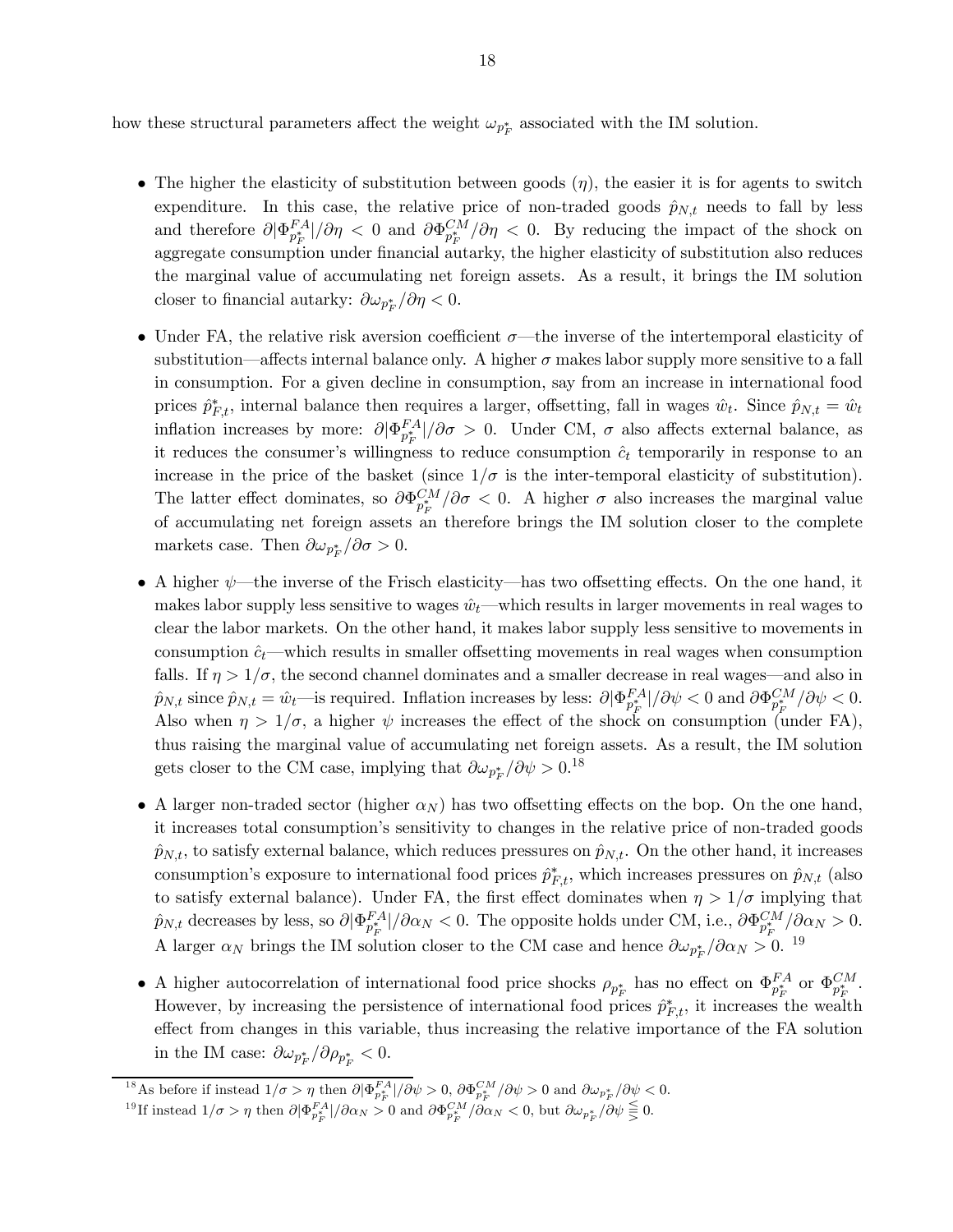how these structural parameters affect the weight $\omega_{p_F^*}$ associated with the IM solution.

- The higher the elasticity of substitution between goods ($\eta$), the easier it is for agents to switch expenditure. In this case, the relative price of non-traded goods $\hat{p}_{N,t}$ needs to fall by less and therefore $\partial|\Phi_{p_F^*}^{FA}|/\partial\eta < 0$ and $\partial\Phi_{p_F^*}^{CM}/\partial\eta < 0$. By reducing the impact of the shock on aggregate consumption under financial autarky, the higher elasticity of substitution also reduces the marginal value of accumulating net foreign assets. As a result, it brings the IM solution closer to financial autarky: $\partial\omega_{p_F^*}/\partial\eta < 0$.

- Under FA, the relative risk aversion coefficient $\sigma$—the inverse of the intertemporal elasticity of substitution—affects internal balance only. A higher $\sigma$ makes labor supply more sensitive to a fall in consumption. For a given decline in consumption, say from an increase in international food prices $\hat{p}_{F,t}^*$, internal balance then requires a larger, offsetting, fall in wages $\hat{w}_t$. Since $\hat{p}_{N,t} = \hat{w}_t$ inflation increases by more: $\partial|\Phi_{p_F^*}^{FA}|/\partial\sigma > 0$. Under CM, $\sigma$ also affects external balance, as it reduces the consumer's willingness to reduce consumption $\hat{c}_t$ temporarily in response to an increase in the price of the basket (since $1/\sigma$ is the inter-temporal elasticity of substitution). The latter effect dominates, so $\partial\Phi_{p_F^*}^{CM}/\partial\sigma < 0$. A higher $\sigma$ also increases the marginal value of accumulating net foreign assets an therefore brings the IM solution closer to the complete markets case. Then $\partial\omega_{p_F^*}/\partial\sigma > 0$.

- A higher $\psi$—the inverse of the Frisch elasticity—has two offsetting effects. On the one hand, it makes labor supply less sensitive to wages $\hat{w}_t$—which results in larger movements in real wages to clear the labor markets. On the other hand, it makes labor supply less sensitive to movements in consumption $\hat{c}_t$—which results in smaller offsetting movements in real wages when consumption falls. If $\eta > 1/\sigma$, the second channel dominates and a smaller decrease in real wages—and also in $\hat{p}_{N,t}$ since $\hat{p}_{N,t} = \hat{w}_t$—is required. Inflation increases by less: $\partial|\Phi_{p_F^*}^{FA}|/\partial\psi < 0$ and $\partial\Phi_{p_F^*}^{CM}/\partial\psi < 0$. Also when $\eta > 1/\sigma$, a higher $\psi$ increases the effect of the shock on consumption (under FA), thus raising the marginal value of accumulating net foreign assets. As a result, the IM solution gets closer to the CM case, implying that $\partial\omega_{p_F^*}/\partial\psi > 0$.[18]

- A larger non-traded sector (higher $\alpha_N$) has two offsetting effects on the bop. On the one hand, it increases total consumption's sensitivity to changes in the relative price of non-traded goods $\hat{p}_{N,t}$, to satisfy external balance, which reduces pressures on $\hat{p}_{N,t}$. On the other hand, it increases consumption's exposure to international food prices $\hat{p}_{F,t}^*$, which increases pressures on $\hat{p}_{N,t}$ (also to satisfy external balance). Under FA, the first effect dominates when $\eta > 1/\sigma$ implying that $\hat{p}_{N,t}$ decreases by less, so $\partial|\Phi_{p_F^*}^{FA}|/\partial\alpha_N < 0$. The opposite holds under CM, i.e., $\partial\Phi_{p_F^*}^{CM}/\partial\alpha_N > 0$. A larger $\alpha_N$ brings the IM solution closer to the CM case and hence $\partial\omega_{p_F^*}/\partial\alpha_N > 0$.[19]

- A higher autocorrelation of international food price shocks $\rho_{p_F^*}$ has no effect on $\Phi_{p_F^*}^{FA}$ or $\Phi_{p_F^*}^{CM}$. However, by increasing the persistence of international food prices $\hat{p}_{F,t}^*$, it increases the wealth effect from changes in this variable, thus increasing the relative importance of the FA solution in the IM case: $\partial\omega_{p_F^*}/\partial\rho_{p_F^*} < 0$.

---

[18] As before if instead $1/\sigma > \eta$ then $\partial|\Phi_{p_F^*}^{FA}|/\partial\psi > 0$, $\partial\Phi_{p_F^*}^{CM}/\partial\psi > 0$ and $\partial\omega_{p_F^*}/\partial\psi < 0$.

[19] If instead $1/\sigma > \eta$ then $\partial|\Phi_{p_F^*}^{FA}|/\partial\alpha_N > 0$ and $\partial\Phi_{p_F^*}^{CM}/\partial\alpha_N < 0$, but $\partial\omega_{p_F^*}/\partial\psi \lesseqgtr 0$.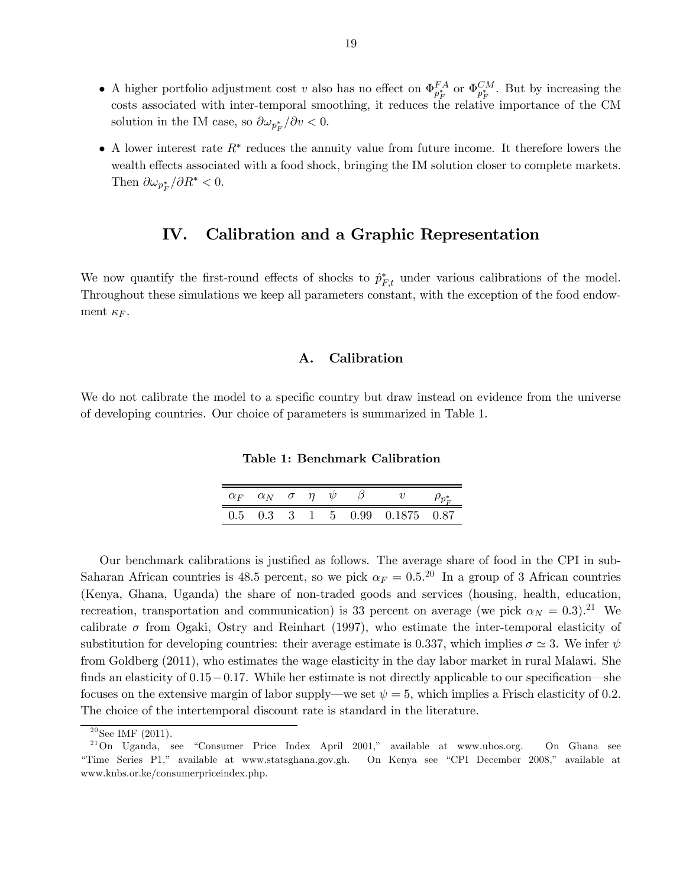- A higher portfolio adjustment cost $\upsilon$ also has no effect on $\Phi^{FA}_{p^*_F}$ or $\Phi^{CM}_{p^*_F}$. But by increasing the costs associated with inter-temporal smoothing, it reduces the relative importance of the CM solution in the IM case, so $\partial \omega_{p^*_F}/\partial \upsilon < 0$.
- A lower interest rate $R^*$ reduces the annuity value from future income. It therefore lowers the wealth effects associated with a food shock, bringing the IM solution closer to complete markets. Then $\partial \omega_{p^*_F}/\partial R^* < 0$.

## IV. Calibration and a Graphic Representation

We now quantify the first-round effects of shocks to $\hat{p}^*_{F,t}$ under various calibrations of the model. Throughout these simulations we keep all parameters constant, with the exception of the food endowment $\kappa_F$.

### A. Calibration

We do not calibrate the model to a specific country but draw instead on evidence from the universe of developing countries. Our choice of parameters is summarized in Table 1.

**Table 1: Benchmark Calibration**

| $\alpha_F$ | $\alpha_N$ | $\sigma$ | $\eta$ | $\psi$ | $\beta$ | $\upsilon$ | $\rho_{p^*_F}$ |
|---|---|---|---|---|---|---|---|
| 0.5 | 0.3 | 3 | 1 | 5 | 0.99 | 0.1875 | 0.87 |

Our benchmark calibrations is justified as follows. The average share of food in the CPI in sub-Saharan African countries is 48.5 percent, so we pick $\alpha_F = 0.5$.[20] In a group of 3 African countries (Kenya, Ghana, Uganda) the share of non-traded goods and services (housing, health, education, recreation, transportation and communication) is 33 percent on average (we pick $\alpha_N = 0.3$).[21] We calibrate $\sigma$ from Ogaki, Ostry and Reinhart (1997), who estimate the inter-temporal elasticity of substitution for developing countries: their average estimate is 0.337, which implies $\sigma \simeq 3$. We infer $\psi$ from Goldberg (2011), who estimates the wage elasticity in the day labor market in rural Malawi. She finds an elasticity of $0.15-0.17$. While her estimate is not directly applicable to our specification—she focuses on the extensive margin of labor supply—we set $\psi = 5$, which implies a Frisch elasticity of 0.2. The choice of the intertemporal discount rate is standard in the literature.

[20] See IMF (2011).

[21] On Uganda, see "Consumer Price Index April 2001," available at www.ubos.org. On Ghana see "Time Series P1," available at www.statsghana.gov.gh. On Kenya see "CPI December 2008," available at www.knbs.or.ke/consumerpriceindex.php.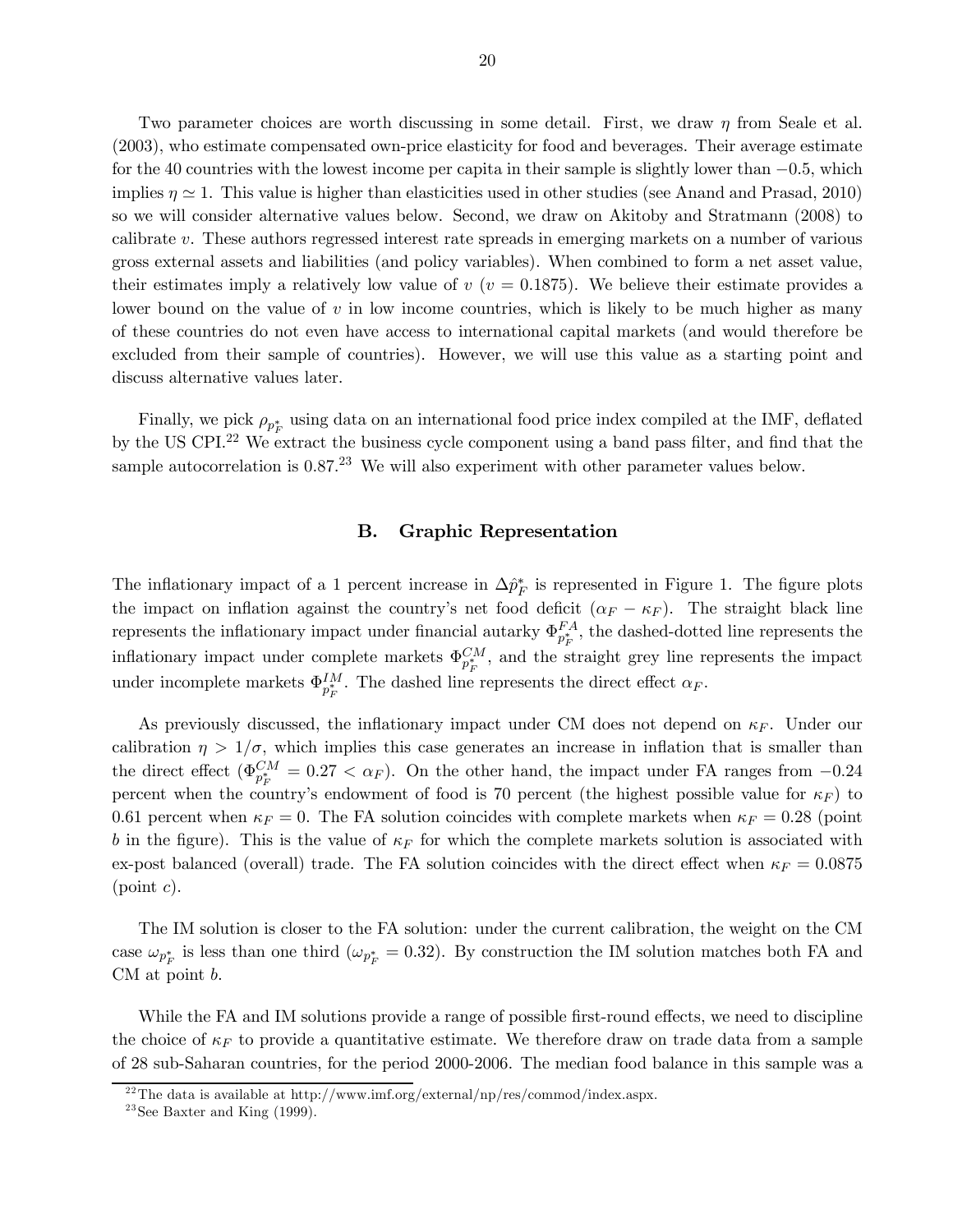Two parameter choices are worth discussing in some detail. First, we draw $\eta$ from Seale et al. (2003), who estimate compensated own-price elasticity for food and beverages. Their average estimate for the 40 countries with the lowest income per capita in their sample is slightly lower than $-0.5$, which implies $\eta \simeq 1$. This value is higher than elasticities used in other studies (see Anand and Prasad, 2010) so we will consider alternative values below. Second, we draw on Akitoby and Stratmann (2008) to calibrate $v$. These authors regressed interest rate spreads in emerging markets on a number of various gross external assets and liabilities (and policy variables). When combined to form a net asset value, their estimates imply a relatively low value of $v$ ($v = 0.1875$). We believe their estimate provides a lower bound on the value of $v$ in low income countries, which is likely to be much higher as many of these countries do not even have access to international capital markets (and would therefore be excluded from their sample of countries). However, we will use this value as a starting point and discuss alternative values later.

Finally, we pick $\rho_{p_F^*}$ using data on an international food price index compiled at the IMF, deflated by the US CPI.[22] We extract the business cycle component using a band pass filter, and find that the sample autocorrelation is 0.87.[23] We will also experiment with other parameter values below.

## B. Graphic Representation

The inflationary impact of a 1 percent increase in $\Delta\hat{p}_F^*$ is represented in Figure 1. The figure plots the impact on inflation against the country's net food deficit ($\alpha_F - \kappa_F$). The straight black line represents the inflationary impact under financial autarky $\Phi_{p_F^*}^{FA}$, the dashed-dotted line represents the inflationary impact under complete markets $\Phi_{p_F^*}^{CM}$, and the straight grey line represents the impact under incomplete markets $\Phi_{p_F^*}^{IM}$. The dashed line represents the direct effect $\alpha_F$.

As previously discussed, the inflationary impact under CM does not depend on $\kappa_F$. Under our calibration $\eta > 1/\sigma$, which implies this case generates an increase in inflation that is smaller than the direct effect ($\Phi_{p_F^*}^{CM} = 0.27 < \alpha_F$). On the other hand, the impact under FA ranges from $-0.24$ percent when the country's endowment of food is 70 percent (the highest possible value for $\kappa_F$) to 0.61 percent when $\kappa_F = 0$. The FA solution coincides with complete markets when $\kappa_F = 0.28$ (point $b$ in the figure). This is the value of $\kappa_F$ for which the complete markets solution is associated with ex-post balanced (overall) trade. The FA solution coincides with the direct effect when $\kappa_F = 0.0875$ (point $c$).

The IM solution is closer to the FA solution: under the current calibration, the weight on the CM case $\omega_{p_F^*}$ is less than one third ($\omega_{p_F^*} = 0.32$). By construction the IM solution matches both FA and CM at point $b$.

While the FA and IM solutions provide a range of possible first-round effects, we need to discipline the choice of $\kappa_F$ to provide a quantitative estimate. We therefore draw on trade data from a sample of 28 sub-Saharan countries, for the period 2000-2006. The median food balance in this sample was a

[22] The data is available at http://www.imf.org/external/np/res/commod/index.aspx.

[23] See Baxter and King (1999).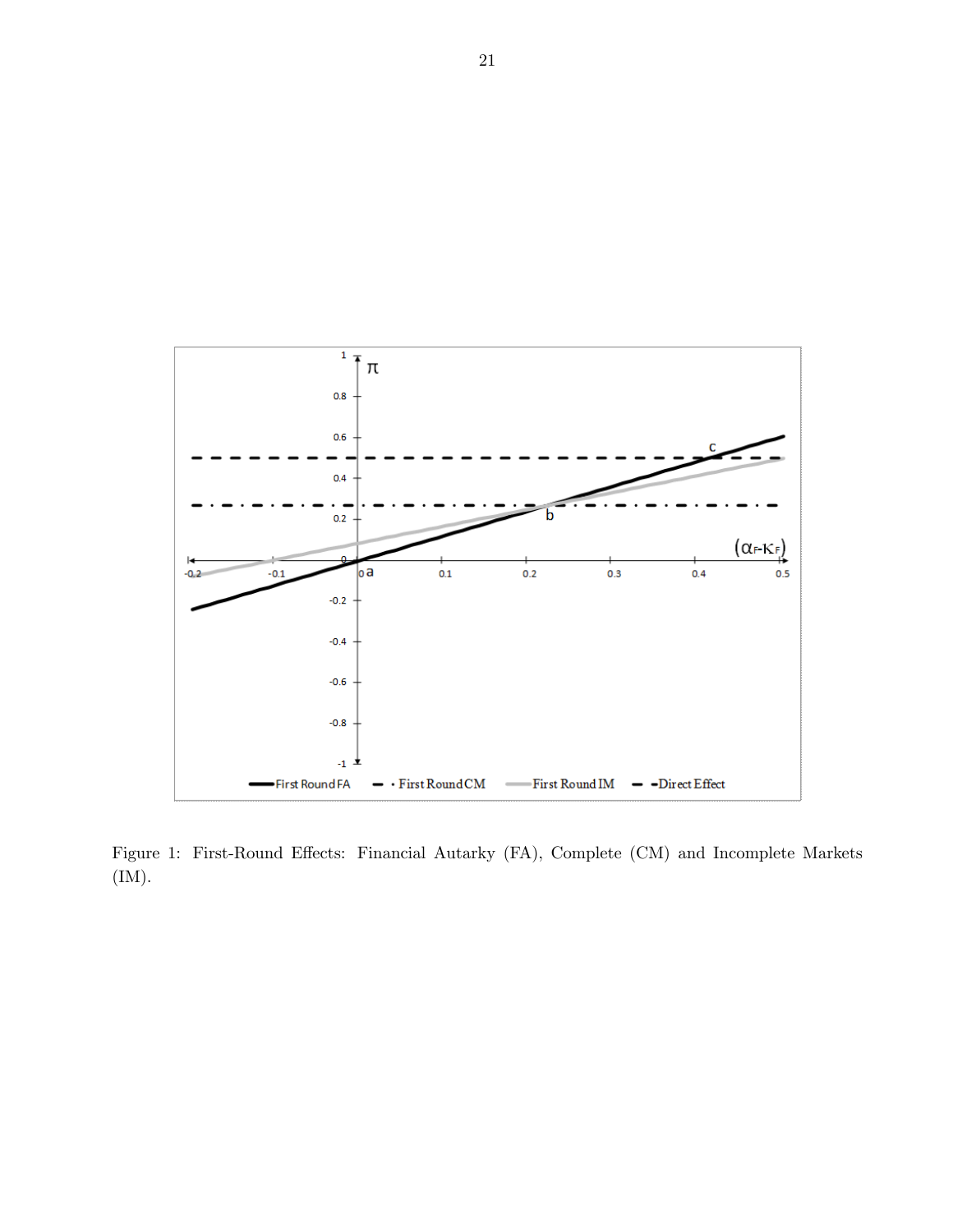Figure 1: First-Round Effects: Financial Autarky (FA), Complete (CM) and Incomplete Markets (IM).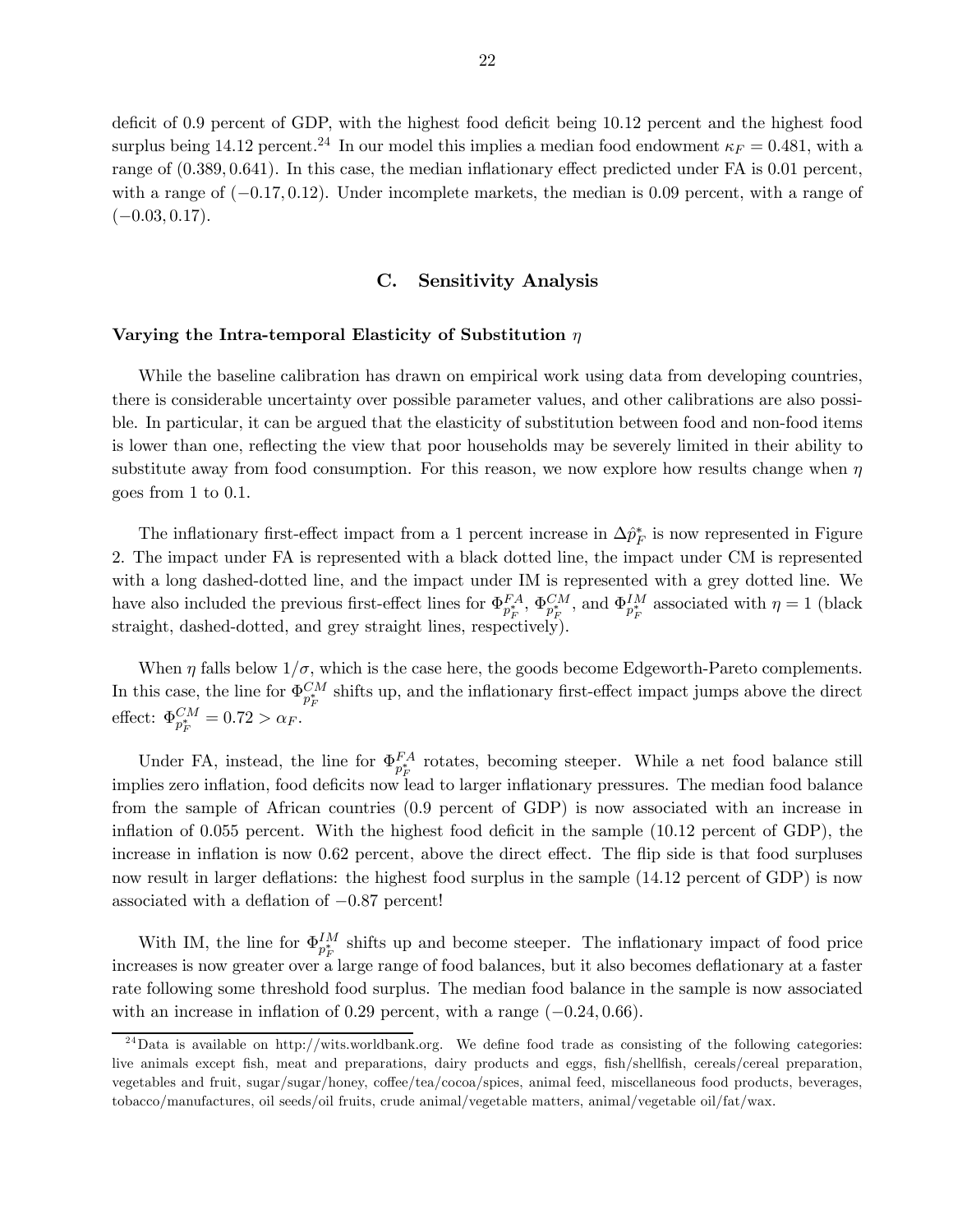deficit of 0.9 percent of GDP, with the highest food deficit being 10.12 percent and the highest food surplus being 14.12 percent.[24] In our model this implies a median food endowment $\kappa_F = 0.481$, with a range of $(0.389, 0.641)$. In this case, the median inflationary effect predicted under FA is 0.01 percent, with a range of $(-0.17, 0.12)$. Under incomplete markets, the median is 0.09 percent, with a range of $(-0.03, 0.17)$.

## C. Sensitivity Analysis

**Varying the Intra-temporal Elasticity of Substitution $\eta$**

While the baseline calibration has drawn on empirical work using data from developing countries, there is considerable uncertainty over possible parameter values, and other calibrations are also possible. In particular, it can be argued that the elasticity of substitution between food and non-food items is lower than one, reflecting the view that poor households may be severely limited in their ability to substitute away from food consumption. For this reason, we now explore how results change when $\eta$ goes from 1 to 0.1.

The inflationary first-effect impact from a 1 percent increase in $\Delta\hat{p}_F^*$ is now represented in Figure 2. The impact under FA is represented with a black dotted line, the impact under CM is represented with a long dashed-dotted line, and the impact under IM is represented with a grey dotted line. We have also included the previous first-effect lines for $\Phi_{p_F^*}^{FA}$, $\Phi_{p_F^*}^{CM}$, and $\Phi_{p_F^*}^{IM}$ associated with $\eta = 1$ (black straight, dashed-dotted, and grey straight lines, respectively).

When $\eta$ falls below $1/\sigma$, which is the case here, the goods become Edgeworth-Pareto complements. In this case, the line for $\Phi_{p_F^*}^{CM}$ shifts up, and the inflationary first-effect impact jumps above the direct effect: $\Phi_{p_F^*}^{CM} = 0.72 > \alpha_F$.

Under FA, instead, the line for $\Phi_{p_F^*}^{FA}$ rotates, becoming steeper. While a net food balance still implies zero inflation, food deficits now lead to larger inflationary pressures. The median food balance from the sample of African countries (0.9 percent of GDP) is now associated with an increase in inflation of 0.055 percent. With the highest food deficit in the sample (10.12 percent of GDP), the increase in inflation is now 0.62 percent, above the direct effect. The flip side is that food surpluses now result in larger deflations: the highest food surplus in the sample (14.12 percent of GDP) is now associated with a deflation of $-0.87$ percent!

With IM, the line for $\Phi_{p_F^*}^{IM}$ shifts up and become steeper. The inflationary impact of food price increases is now greater over a large range of food balances, but it also becomes deflationary at a faster rate following some threshold food surplus. The median food balance in the sample is now associated with an increase in inflation of 0.29 percent, with a range $(-0.24, 0.66)$.

[24] Data is available on http://wits.worldbank.org. We define food trade as consisting of the following categories: live animals except fish, meat and preparations, dairy products and eggs, fish/shellfish, cereals/cereal preparation, vegetables and fruit, sugar/sugar/honey, coffee/tea/cocoa/spices, animal feed, miscellaneous food products, beverages, tobacco/manufactures, oil seeds/oil fruits, crude animal/vegetable matters, animal/vegetable oil/fat/wax.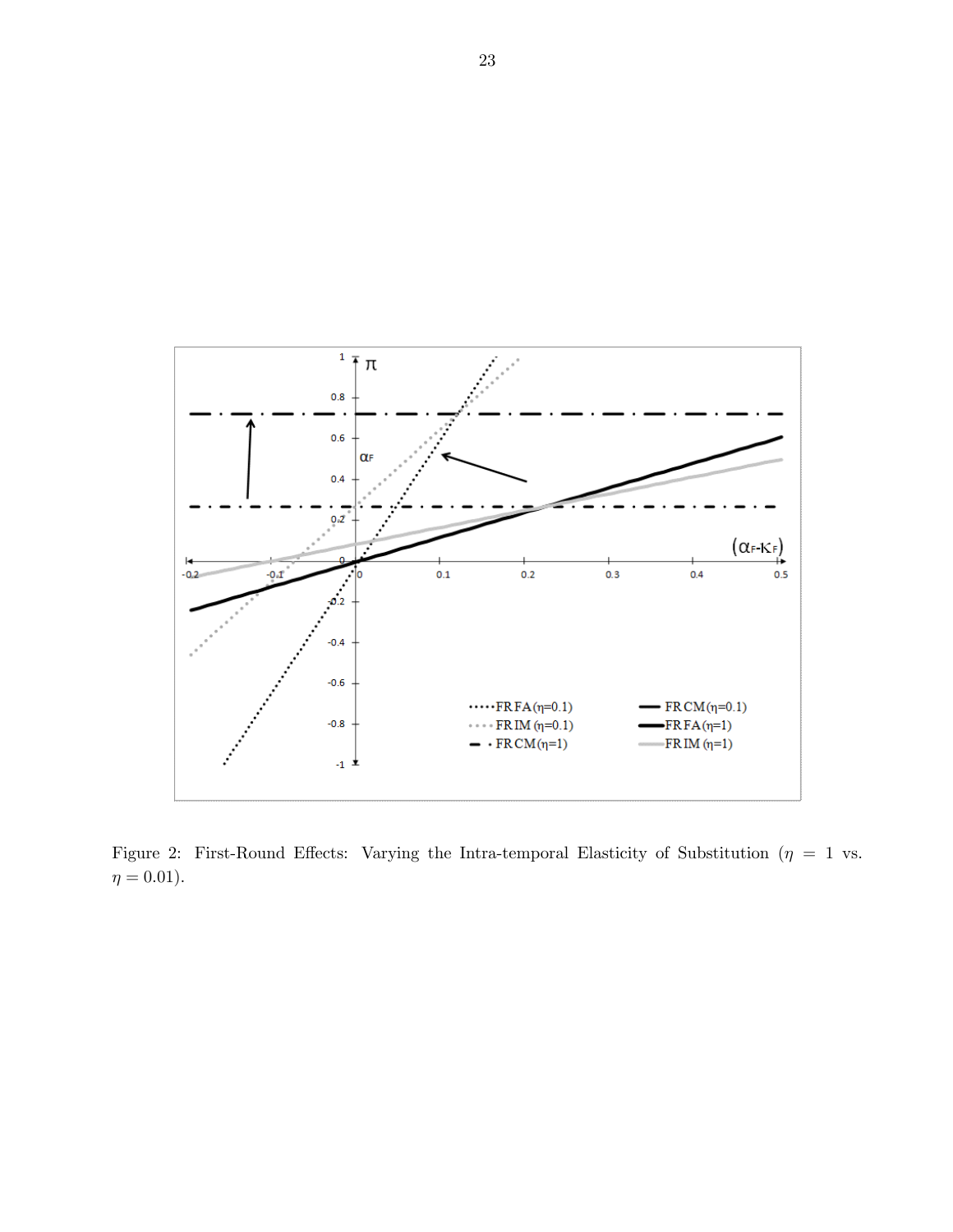Figure 2: First-Round Effects: Varying the Intra-temporal Elasticity of Substitution ($\eta = 1$ vs. $\eta = 0.01$).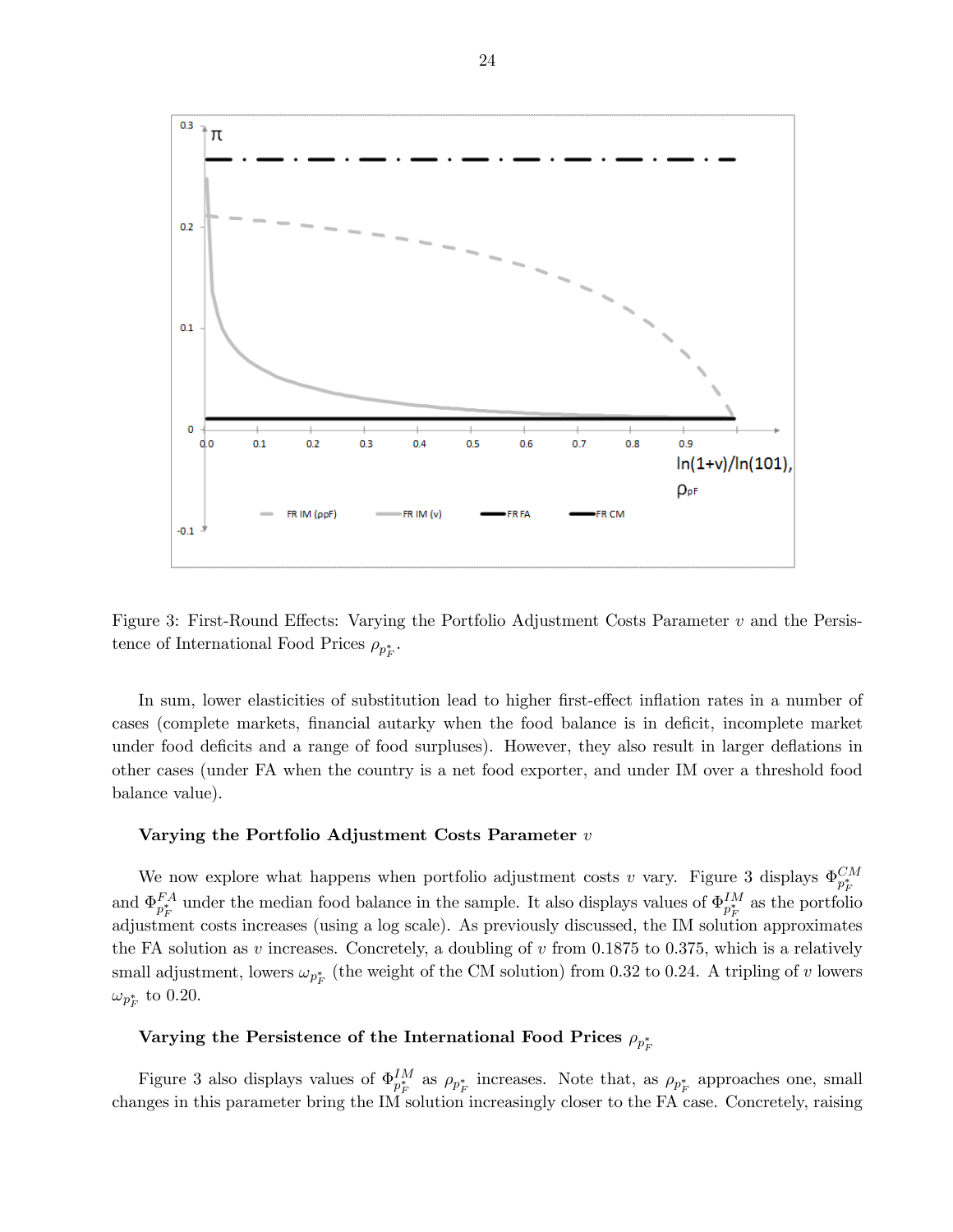Figure 3: First-Round Effects: Varying the Portfolio Adjustment Costs Parameter $v$ and the Persistence of International Food Prices $\rho_{p_F^*}$.

In sum, lower elasticities of substitution lead to higher first-effect inflation rates in a number of cases (complete markets, financial autarky when the food balance is in deficit, incomplete market under food deficits and a range of food surpluses). However, they also result in larger deflations in other cases (under FA when the country is a net food exporter, and under IM over a threshold food balance value).

**Varying the Portfolio Adjustment Costs Parameter $v$**

We now explore what happens when portfolio adjustment costs $v$ vary. Figure 3 displays $\Phi_{p_F^*}^{CM}$ and $\Phi_{p_F^*}^{FA}$ under the median food balance in the sample. It also displays values of $\Phi_{p_F^*}^{IM}$ as the portfolio adjustment costs increases (using a log scale). As previously discussed, the IM solution approximates the FA solution as $v$ increases. Concretely, a doubling of $v$ from 0.1875 to 0.375, which is a relatively small adjustment, lowers $\omega_{p_F^*}$ (the weight of the CM solution) from 0.32 to 0.24. A tripling of $v$ lowers $\omega_{p_F^*}$ to 0.20.

**Varying the Persistence of the International Food Prices $\rho_{p_F^*}$**

Figure 3 also displays values of $\Phi_{p_F^*}^{IM}$ as $\rho_{p_F^*}$ increases. Note that, as $\rho_{p_F^*}$ approaches one, small changes in this parameter bring the IM solution increasingly closer to the FA case. Concretely, raising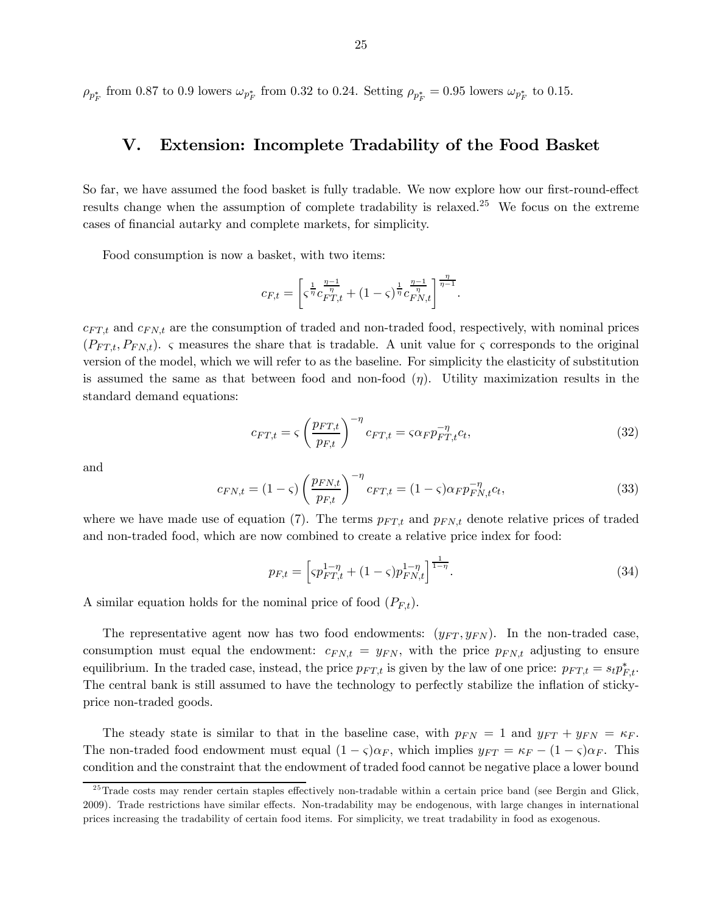$\rho_{p_F^*}$ from 0.87 to 0.9 lowers $\omega_{p_F^*}$ from 0.32 to 0.24. Setting $\rho_{p_F^*} = 0.95$ lowers $\omega_{p_F^*}$ to 0.15.

## V. Extension: Incomplete Tradability of the Food Basket

So far, we have assumed the food basket is fully tradable. We now explore how our first-round-effect results change when the assumption of complete tradability is relaxed.[25] We focus on the extreme cases of financial autarky and complete markets, for simplicity.

Food consumption is now a basket, with two items:

$$c_{F,t} = \left[ \varsigma^{\frac{1}{\eta}} c_{FT,t}^{\frac{\eta-1}{\eta}} + (1-\varsigma)^{\frac{1}{\eta}} c_{FN,t}^{\frac{\eta-1}{\eta}} \right]^{\frac{\eta}{\eta-1}}.$$

$c_{FT,t}$ and $c_{FN,t}$ are the consumption of traded and non-traded food, respectively, with nominal prices $(P_{FT,t}, P_{FN,t})$. $\varsigma$ measures the share that is tradable. A unit value for $\varsigma$ corresponds to the original version of the model, which we will refer to as the baseline. For simplicity the elasticity of substitution is assumed the same as that between food and non-food ($\eta$). Utility maximization results in the standard demand equations:

$$c_{FT,t} = \varsigma \left( \frac{p_{FT,t}}{p_{F,t}} \right)^{-\eta} c_{FT,t} = \varsigma \alpha_F p_{FT,t}^{-\eta} c_t, \tag{32}$$

and

$$c_{FN,t} = (1-\varsigma) \left( \frac{p_{FN,t}}{p_{F,t}} \right)^{-\eta} c_{FT,t} = (1-\varsigma) \alpha_F p_{FN,t}^{-\eta} c_t, \tag{33}$$

where we have made use of equation (7). The terms $p_{FT,t}$ and $p_{FN,t}$ denote relative prices of traded and non-traded food, which are now combined to create a relative price index for food:

$$p_{F,t} = \left[ \varsigma p_{FT,t}^{1-\eta} + (1-\varsigma) p_{FN,t}^{1-\eta} \right]^{\frac{1}{1-\eta}}. \tag{34}$$

A similar equation holds for the nominal price of food ($P_{F,t}$).

The representative agent now has two food endowments: $(y_{FT}, y_{FN})$. In the non-traded case, consumption must equal the endowment: $c_{FN,t} = y_{FN}$, with the price $p_{FN,t}$ adjusting to ensure equilibrium. In the traded case, instead, the price $p_{FT,t}$ is given by the law of one price: $p_{FT,t} = s_t p_{F,t}^*$. The central bank is still assumed to have the technology to perfectly stabilize the inflation of sticky-price non-traded goods.

The steady state is similar to that in the baseline case, with $p_{FN} = 1$ and $y_{FT} + y_{FN} = \kappa_F$. The non-traded food endowment must equal $(1-\varsigma)\alpha_F$, which implies $y_{FT} = \kappa_F - (1-\varsigma)\alpha_F$. This condition and the constraint that the endowment of traded food cannot be negative place a lower bound

[25] Trade costs may render certain staples effectively non-tradable within a certain price band (see Bergin and Glick, 2009). Trade restrictions have similar effects. Non-tradability may be endogenous, with large changes in international prices increasing the tradability of certain food items. For simplicity, we treat tradability in food as exogenous.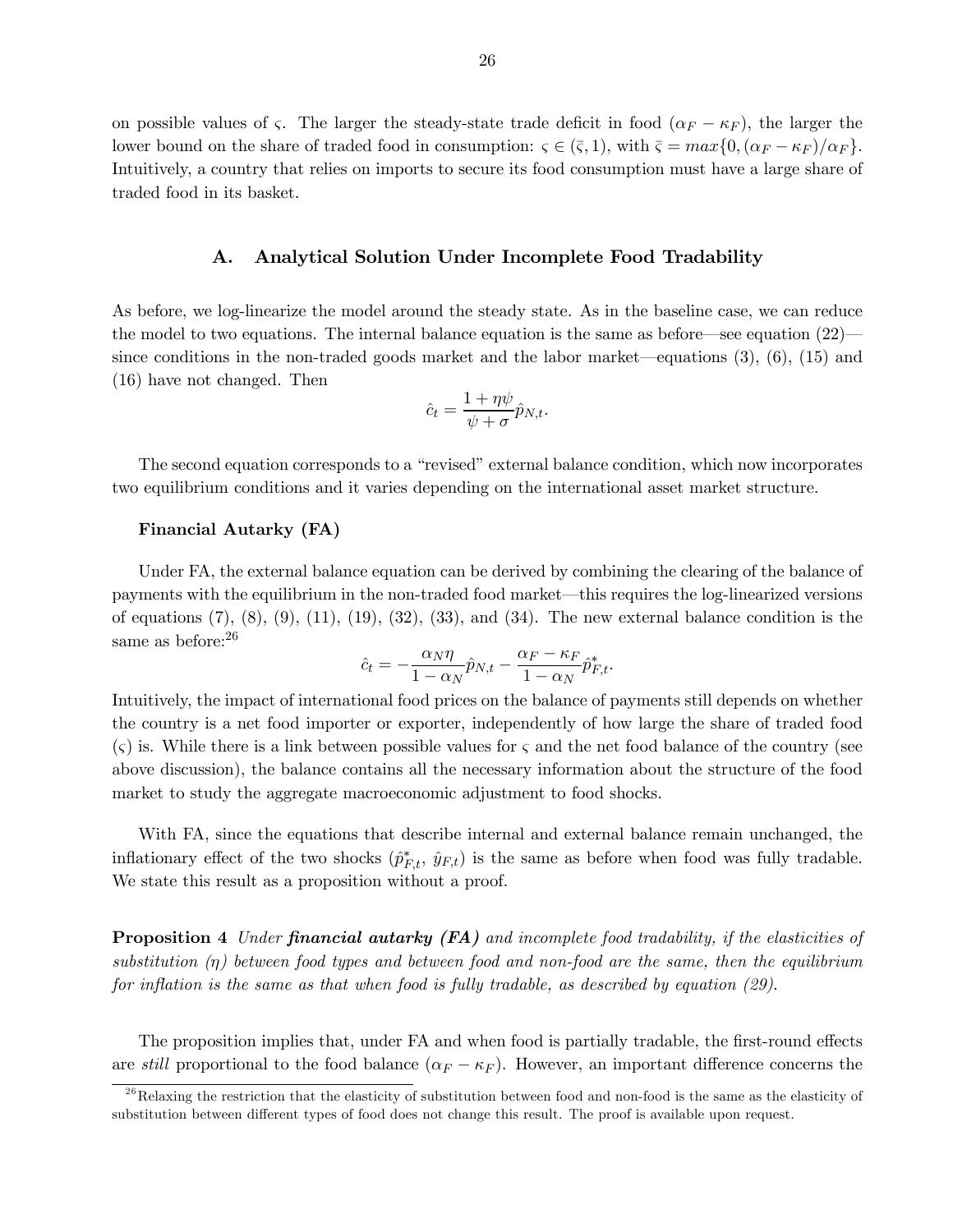on possible values of $\varsigma$. The larger the steady-state trade deficit in food $(\alpha_F - \kappa_F)$, the larger the lower bound on the share of traded food in consumption: $\varsigma \in (\bar{\varsigma}, 1)$, with $\bar{\varsigma} = max\{0, (\alpha_F - \kappa_F)/\alpha_F\}$. Intuitively, a country that relies on imports to secure its food consumption must have a large share of traded food in its basket.

### A. Analytical Solution Under Incomplete Food Tradability

As before, we log-linearize the model around the steady state. As in the baseline case, we can reduce the model to two equations. The internal balance equation is the same as before—see equation (22)—since conditions in the non-traded goods market and the labor market—equations (3), (6), (15) and (16) have not changed. Then

$$\hat{c}_t = \frac{1 + \eta\psi}{\psi + \sigma}\hat{p}_{N,t}.$$

The second equation corresponds to a "revised" external balance condition, which now incorporates two equilibrium conditions and it varies depending on the international asset market structure.

**Financial Autarky (FA)**

Under FA, the external balance equation can be derived by combining the clearing of the balance of payments with the equilibrium in the non-traded food market—this requires the log-linearized versions of equations (7), (8), (9), (11), (19), (32), (33), and (34). The new external balance condition is the same as before:[26]

$$\hat{c}_t = -\frac{\alpha_N \eta}{1 - \alpha_N}\hat{p}_{N,t} - \frac{\alpha_F - \kappa_F}{1 - \alpha_N}\hat{p}^*_{F,t}.$$

Intuitively, the impact of international food prices on the balance of payments still depends on whether the country is a net food importer or exporter, independently of how large the share of traded food $(\varsigma)$ is. While there is a link between possible values for $\varsigma$ and the net food balance of the country (see above discussion), the balance contains all the necessary information about the structure of the food market to study the aggregate macroeconomic adjustment to food shocks.

With FA, since the equations that describe internal and external balance remain unchanged, the inflationary effect of the two shocks $(\hat{p}^*_{F,t},\ \hat{y}_{F,t})$ is the same as before when food was fully tradable. We state this result as a proposition without a proof.

**Proposition 4** *Under* ***financial autarky (FA)*** *and incomplete food tradability, if the elasticities of substitution ($\eta$) between food types and between food and non-food are the same, then the equilibrium for inflation is the same as that when food is fully tradable, as described by equation (29).*

The proposition implies that, under FA and when food is partially tradable, the first-round effects are *still* proportional to the food balance $(\alpha_F - \kappa_F)$. However, an important difference concerns the

[26] Relaxing the restriction that the elasticity of substitution between food and non-food is the same as the elasticity of substitution between different types of food does not change this result. The proof is available upon request.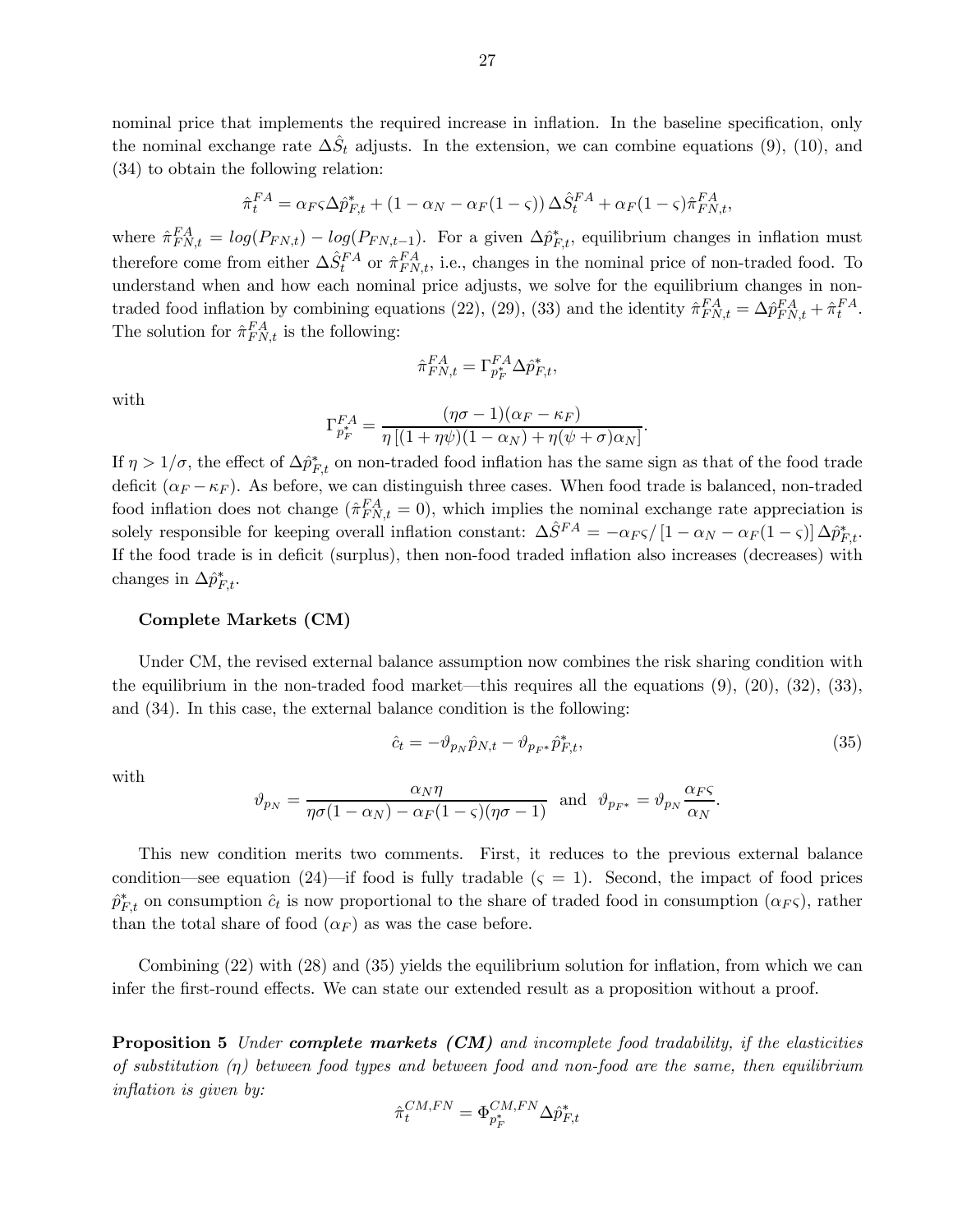nominal price that implements the required increase in inflation. In the baseline specification, only the nominal exchange rate $\Delta \hat{S}_t$ adjusts. In the extension, we can combine equations (9), (10), and (34) to obtain the following relation:

$$\hat{\pi}_t^{FA} = \alpha_F \varsigma \Delta \hat{p}_{F,t}^* + (1 - \alpha_N - \alpha_F(1-\varsigma)) \Delta \hat{S}_t^{FA} + \alpha_F(1-\varsigma)\hat{\pi}_{FN,t}^{FA},$$

where $\hat{\pi}_{FN,t}^{FA} = log(P_{FN,t}) - log(P_{FN,t-1})$. For a given $\Delta \hat{p}_{F,t}^*$, equilibrium changes in inflation must therefore come from either $\Delta \hat{S}_t^{FA}$ or $\hat{\pi}_{FN,t}^{FA}$, i.e., changes in the nominal price of non-traded food. To understand when and how each nominal price adjusts, we solve for the equilibrium changes in non-traded food inflation by combining equations (22), (29), (33) and the identity $\hat{\pi}_{FN,t}^{FA} = \Delta \hat{p}_{FN,t}^{FA} + \hat{\pi}_t^{FA}$. The solution for $\hat{\pi}_{FN,t}^{FA}$ is the following:

$$\hat{\pi}_{FN,t}^{FA} = \Gamma_{p_F^*}^{FA} \Delta \hat{p}_{F,t}^*,$$

with

$$\Gamma_{p_F^*}^{FA} = \frac{(\eta\sigma - 1)(\alpha_F - \kappa_F)}{\eta \left[(1+\eta\psi)(1-\alpha_N) + \eta(\psi+\sigma)\alpha_N\right]}.$$

If $\eta > 1/\sigma$, the effect of $\Delta \hat{p}_{F,t}^*$ on non-traded food inflation has the same sign as that of the food trade deficit ($\alpha_F - \kappa_F$). As before, we can distinguish three cases. When food trade is balanced, non-traded food inflation does not change ($\hat{\pi}_{FN,t}^{FA} = 0$), which implies the nominal exchange rate appreciation is solely responsible for keeping overall inflation constant: $\Delta \hat{S}^{FA} = -\alpha_F \varsigma / \left[1 - \alpha_N - \alpha_F(1-\varsigma)\right] \Delta \hat{p}_{F,t}^*$. If the food trade is in deficit (surplus), then non-food traded inflation also increases (decreases) with changes in $\Delta \hat{p}_{F,t}^*$.

**Complete Markets (CM)**

Under CM, the revised external balance assumption now combines the risk sharing condition with the equilibrium in the non-traded food market—this requires all the equations (9), (20), (32), (33), and (34). In this case, the external balance condition is the following:

$$\hat{c}_t = -\vartheta_{p_N} \hat{p}_{N,t} - \vartheta_{p_{F^*}} \hat{p}_{F,t}^*, \tag{35}$$

with

$$\vartheta_{p_N} = \frac{\alpha_N \eta}{\eta\sigma(1-\alpha_N) - \alpha_F(1-\varsigma)(\eta\sigma - 1)} \;\; \text{and} \;\; \vartheta_{p_{F^*}} = \vartheta_{p_N} \frac{\alpha_F \varsigma}{\alpha_N}.$$

This new condition merits two comments. First, it reduces to the previous external balance condition—see equation (24)—if food is fully tradable ($\varsigma = 1$). Second, the impact of food prices $\hat{p}_{F,t}^*$ on consumption $\hat{c}_t$ is now proportional to the share of traded food in consumption ($\alpha_F \varsigma$), rather than the total share of food ($\alpha_F$) as was the case before.

Combining (22) with (28) and (35) yields the equilibrium solution for inflation, from which we can infer the first-round effects. We can state our extended result as a proposition without a proof.

**Proposition 5** *Under* ***complete markets (CM)*** *and incomplete food tradability, if the elasticities of substitution ($\eta$) between food types and between food and non-food are the same, then equilibrium inflation is given by:*

$$\hat{\pi}_t^{CM,FN} = \Phi_{p_F^*}^{CM,FN} \Delta \hat{p}_{F,t}^*$$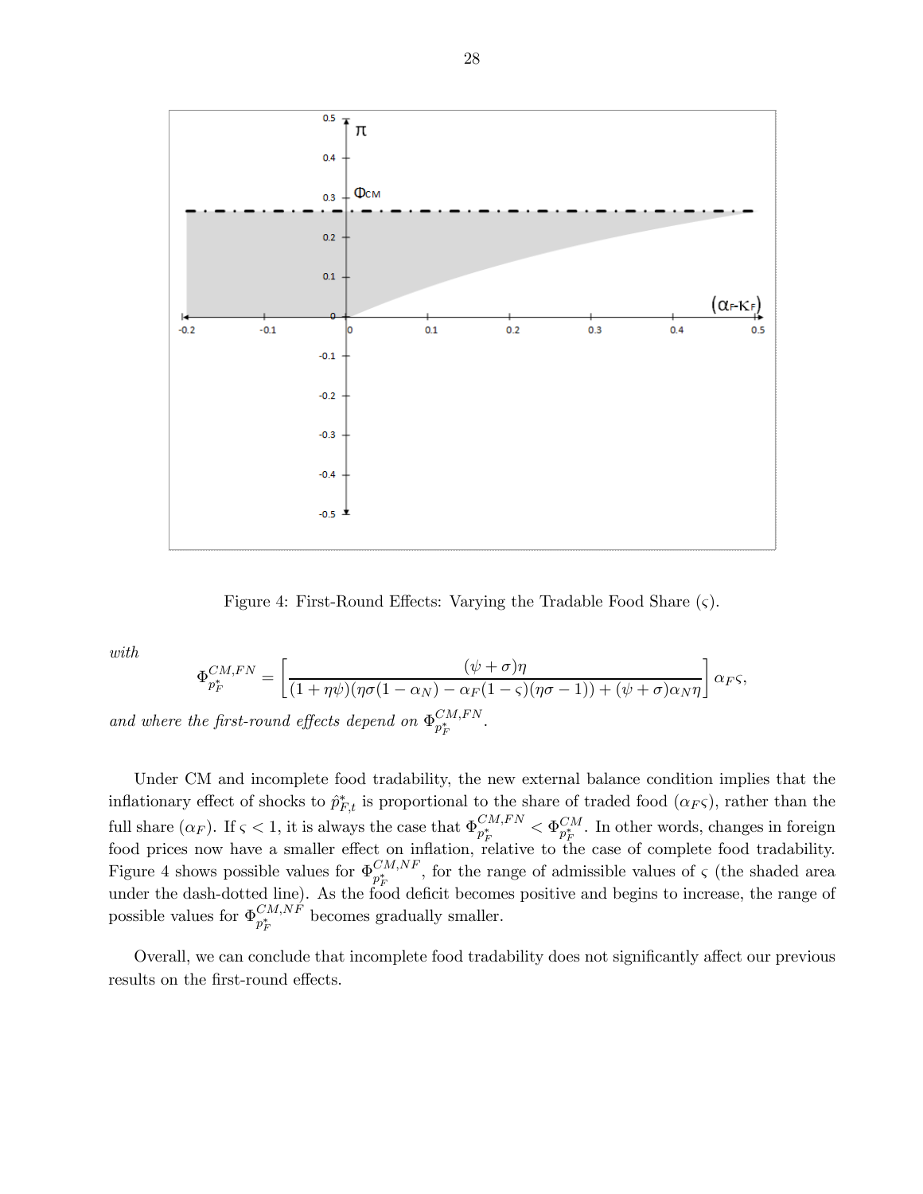Figure 4: First-Round Effects: Varying the Tradable Food Share ($\varsigma$).

*with*

$$\Phi_{p_F^*}^{CM,FN} = \left[ \frac{(\psi + \sigma)\eta}{(1 + \eta\psi)(\eta\sigma(1 - \alpha_N) - \alpha_F(1 - \varsigma)(\eta\sigma - 1)) + (\psi + \sigma)\alpha_N \eta} \right] \alpha_F \varsigma,$$

*and where the first-round effects depend on* $\Phi_{p_F^*}^{CM,FN}$.

Under CM and incomplete food tradability, the new external balance condition implies that the inflationary effect of shocks to $\hat{p}_{F,t}^*$ is proportional to the share of traded food ($\alpha_F \varsigma$), rather than the full share ($\alpha_F$). If $\varsigma < 1$, it is always the case that $\Phi_{p_F^*}^{CM,FN} < \Phi_{p_F^*}^{CM}$. In other words, changes in foreign food prices now have a smaller effect on inflation, relative to the case of complete food tradability. Figure 4 shows possible values for $\Phi_{p_F^*}^{CM,NF}$, for the range of admissible values of $\varsigma$ (the shaded area under the dash-dotted line). As the food deficit becomes positive and begins to increase, the range of possible values for $\Phi_{p_F^*}^{CM,NF}$ becomes gradually smaller.

Overall, we can conclude that incomplete food tradability does not significantly affect our previous results on the first-round effects.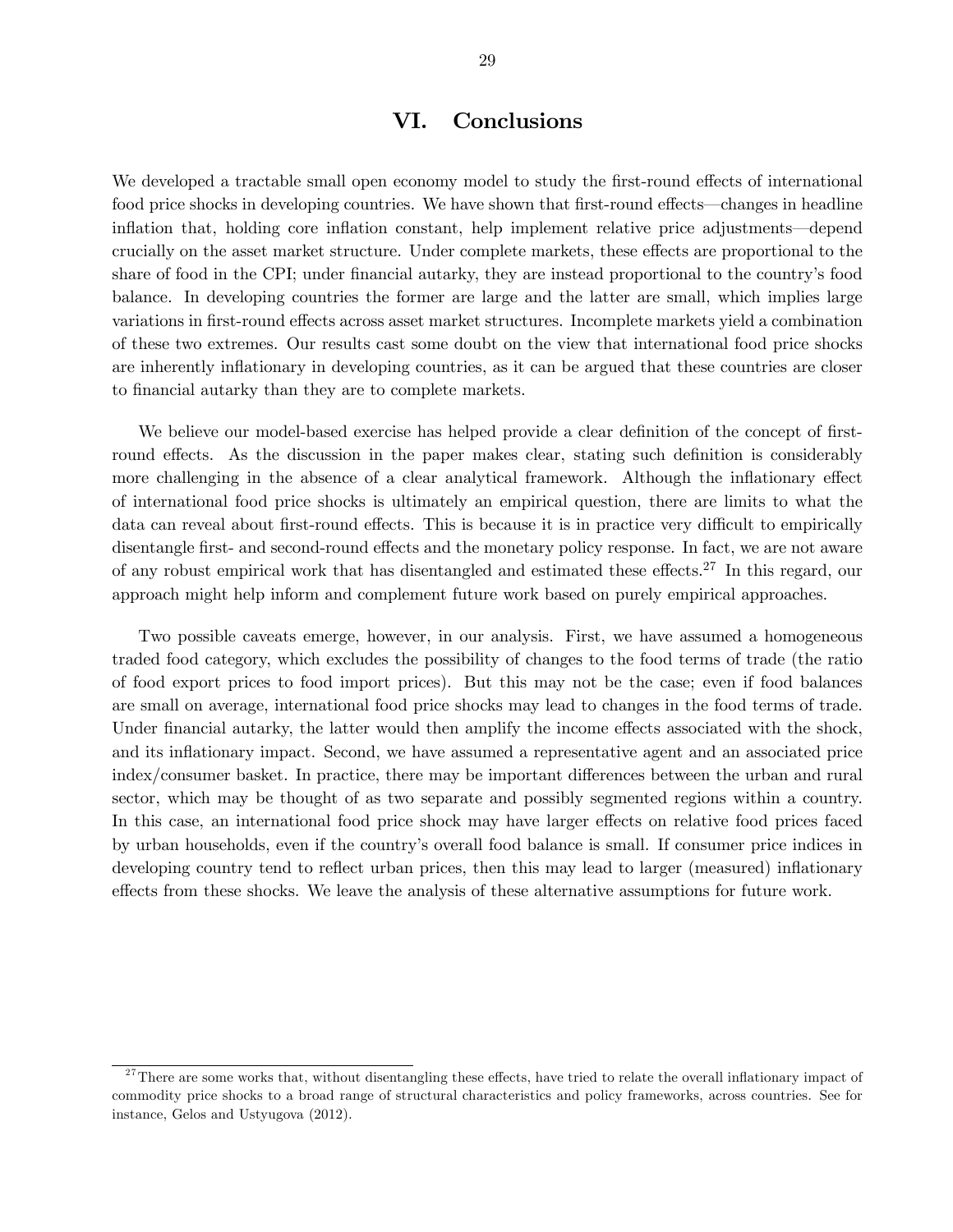# VI. Conclusions

We developed a tractable small open economy model to study the first-round effects of international food price shocks in developing countries. We have shown that first-round effects—changes in headline inflation that, holding core inflation constant, help implement relative price adjustments—depend crucially on the asset market structure. Under complete markets, these effects are proportional to the share of food in the CPI; under financial autarky, they are instead proportional to the country's food balance. In developing countries the former are large and the latter are small, which implies large variations in first-round effects across asset market structures. Incomplete markets yield a combination of these two extremes. Our results cast some doubt on the view that international food price shocks are inherently inflationary in developing countries, as it can be argued that these countries are closer to financial autarky than they are to complete markets.

We believe our model-based exercise has helped provide a clear definition of the concept of first-round effects. As the discussion in the paper makes clear, stating such definition is considerably more challenging in the absence of a clear analytical framework. Although the inflationary effect of international food price shocks is ultimately an empirical question, there are limits to what the data can reveal about first-round effects. This is because it is in practice very difficult to empirically disentangle first- and second-round effects and the monetary policy response. In fact, we are not aware of any robust empirical work that has disentangled and estimated these effects.[27] In this regard, our approach might help inform and complement future work based on purely empirical approaches.

Two possible caveats emerge, however, in our analysis. First, we have assumed a homogeneous traded food category, which excludes the possibility of changes to the food terms of trade (the ratio of food export prices to food import prices). But this may not be the case; even if food balances are small on average, international food price shocks may lead to changes in the food terms of trade. Under financial autarky, the latter would then amplify the income effects associated with the shock, and its inflationary impact. Second, we have assumed a representative agent and an associated price index/consumer basket. In practice, there may be important differences between the urban and rural sector, which may be thought of as two separate and possibly segmented regions within a country. In this case, an international food price shock may have larger effects on relative food prices faced by urban households, even if the country's overall food balance is small. If consumer price indices in developing country tend to reflect urban prices, then this may lead to larger (measured) inflationary effects from these shocks. We leave the analysis of these alternative assumptions for future work.

[27] There are some works that, without disentangling these effects, have tried to relate the overall inflationary impact of commodity price shocks to a broad range of structural characteristics and policy frameworks, across countries. See for instance, Gelos and Ustyugova (2012).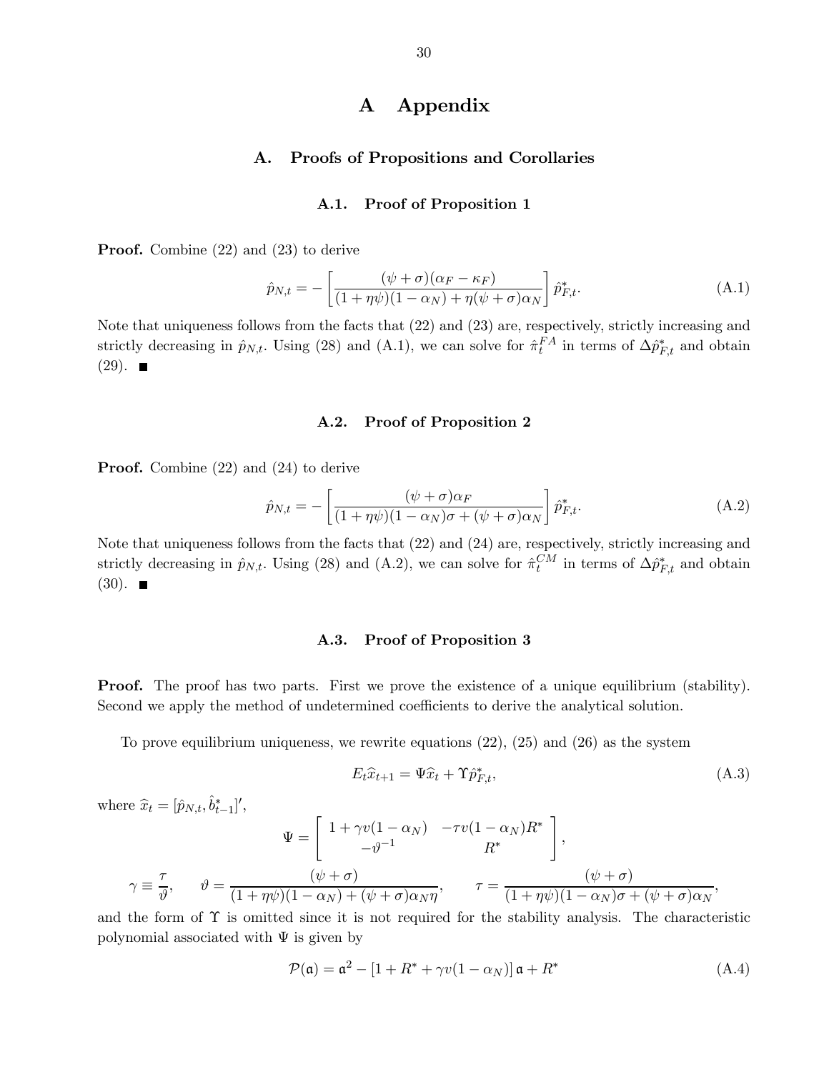# A Appendix

## A. Proofs of Propositions and Corollaries

### A.1. Proof of Proposition 1

**Proof.** Combine (22) and (23) to derive

$$\hat{p}_{N,t} = -\left[\frac{(\psi+\sigma)(\alpha_F - \kappa_F)}{(1+\eta\psi)(1-\alpha_N) + \eta(\psi+\sigma)\alpha_N}\right]\hat{p}^*_{F,t}. \tag{A.1}$$

Note that uniqueness follows from the facts that (22) and (23) are, respectively, strictly increasing and strictly decreasing in $\hat{p}_{N,t}$. Using (28) and (A.1), we can solve for $\hat{\pi}^{FA}_t$ in terms of $\Delta\hat{p}^*_{F,t}$ and obtain (29). ■

### A.2. Proof of Proposition 2

**Proof.** Combine (22) and (24) to derive

$$\hat{p}_{N,t} = -\left[\frac{(\psi+\sigma)\alpha_F}{(1+\eta\psi)(1-\alpha_N)\sigma + (\psi+\sigma)\alpha_N}\right]\hat{p}^*_{F,t}. \tag{A.2}$$

Note that uniqueness follows from the facts that (22) and (24) are, respectively, strictly increasing and strictly decreasing in $\hat{p}_{N,t}$. Using (28) and (A.2), we can solve for $\hat{\pi}^{CM}_t$ in terms of $\Delta\hat{p}^*_{F,t}$ and obtain (30). ■

### A.3. Proof of Proposition 3

**Proof.** The proof has two parts. First we prove the existence of a unique equilibrium (stability). Second we apply the method of undetermined coefficients to derive the analytical solution.

To prove equilibrium uniqueness, we rewrite equations (22), (25) and (26) as the system

$$E_t\widehat{x}_{t+1} = \Psi\widehat{x}_t + \Upsilon\hat{p}^*_{F,t}, \tag{A.3}$$

where $\widehat{x}_t = [\hat{p}_{N,t}, \hat{b}^*_{t-1}]'$,

$$\Psi = \begin{bmatrix} 1+\gamma v(1-\alpha_N) & -\tau v(1-\alpha_N)R^* \\ -\vartheta^{-1} & R^* \end{bmatrix},$$

$$\gamma \equiv \frac{\tau}{\vartheta}, \qquad \vartheta = \frac{(\psi+\sigma)}{(1+\eta\psi)(1-\alpha_N) + (\psi+\sigma)\alpha_N\eta}, \qquad \tau = \frac{(\psi+\sigma)}{(1+\eta\psi)(1-\alpha_N)\sigma + (\psi+\sigma)\alpha_N},$$

and the form of $\Upsilon$ is omitted since it is not required for the stability analysis. The characteristic polynomial associated with $\Psi$ is given by

$$\mathcal{P}(\mathfrak{a}) = \mathfrak{a}^2 - [1 + R^* + \gamma v(1-\alpha_N)]\,\mathfrak{a} + R^* \tag{A.4}$$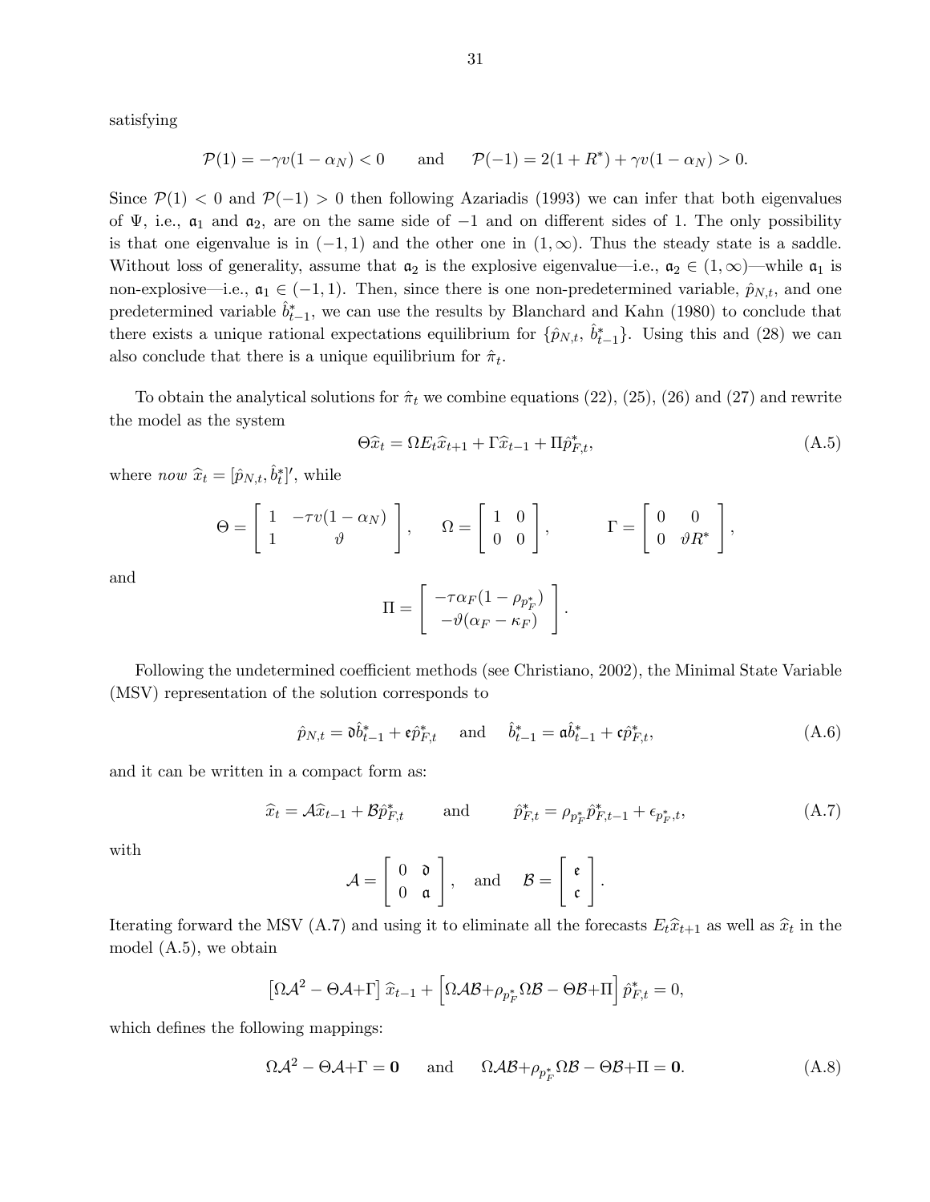satisfying

$$\mathcal{P}(1) = -\gamma v(1-\alpha_N) < 0 \qquad \text{and} \qquad \mathcal{P}(-1) = 2(1+R^*) + \gamma v(1-\alpha_N) > 0.$$

Since $\mathcal{P}(1) < 0$ and $\mathcal{P}(-1) > 0$ then following Azariadis (1993) we can infer that both eigenvalues of $\Psi$, i.e., $\mathfrak{a}_1$ and $\mathfrak{a}_2$, are on the same side of $-1$ and on different sides of 1. The only possibility is that one eigenvalue is in $(-1, 1)$ and the other one in $(1, \infty)$. Thus the steady state is a saddle. Without loss of generality, assume that $\mathfrak{a}_2$ is the explosive eigenvalue—i.e., $\mathfrak{a}_2 \in (1, \infty)$—while $\mathfrak{a}_1$ is non-explosive—i.e., $\mathfrak{a}_1 \in (-1, 1)$. Then, since there is one non-predetermined variable, $\hat{p}_{N,t}$, and one predetermined variable $\hat{b}^*_{t-1}$, we can use the results by Blanchard and Kahn (1980) to conclude that there exists a unique rational expectations equilibrium for $\{\hat{p}_{N,t},\ \hat{b}^*_{t-1}\}$. Using this and (28) we can also conclude that there is a unique equilibrium for $\hat{\pi}_t$.

To obtain the analytical solutions for $\hat{\pi}_t$ we combine equations (22), (25), (26) and (27) and rewrite the model as the system

$$\Theta \widehat{x}_t = \Omega E_t \widehat{x}_{t+1} + \Gamma \widehat{x}_{t-1} + \Pi \hat{p}^*_{F,t}, \tag{A.5}$$

where *now* $\widehat{x}_t = [\hat{p}_{N,t}, \hat{b}^*_t]'$, while

$$\Theta = \begin{bmatrix} 1 & -\tau v(1-\alpha_N) \\ 1 & \vartheta \end{bmatrix}, \qquad \Omega = \begin{bmatrix} 1 & 0 \\ 0 & 0 \end{bmatrix}, \qquad \Gamma = \begin{bmatrix} 0 & 0 \\ 0 & \vartheta R^* \end{bmatrix},$$

and

$$\Pi = \begin{bmatrix} -\tau \alpha_F (1-\rho_{p^*_F}) \\ -\vartheta(\alpha_F - \kappa_F) \end{bmatrix}.$$

Following the undetermined coefficient methods (see Christiano, 2002), the Minimal State Variable (MSV) representation of the solution corresponds to

$$\hat{p}_{N,t} = \mathfrak{d}\hat{b}^*_{t-1} + \mathfrak{e}\hat{p}^*_{F,t} \quad \text{ and } \quad \hat{b}^*_{t-1} = \mathfrak{a}\hat{b}^*_{t-1} + \mathfrak{c}\hat{p}^*_{F,t}, \tag{A.6}$$

and it can be written in a compact form as:

$$\widehat{x}_t = \mathcal{A}\widehat{x}_{t-1} + \mathcal{B}\hat{p}^*_{F,t} \qquad \text{and} \qquad \hat{p}^*_{F,t} = \rho_{p^*_F}\hat{p}^*_{F,t-1} + \epsilon_{p^*_F,t}, \tag{A.7}$$

with

$$\mathcal{A} = \begin{bmatrix} 0 & \mathfrak{d} \\ 0 & \mathfrak{a} \end{bmatrix}, \quad \text{and} \quad \mathcal{B} = \begin{bmatrix} \mathfrak{e} \\ \mathfrak{c} \end{bmatrix}.$$

Iterating forward the MSV (A.7) and using it to eliminate all the forecasts $E_t\widehat{x}_{t+1}$ as well as $\widehat{x}_t$ in the model (A.5), we obtain

$$\left[\Omega\mathcal{A}^2 - \Theta\mathcal{A} + \Gamma\right]\widehat{x}_{t-1} + \left[\Omega\mathcal{A}\mathcal{B} + \rho_{p^*_F}\Omega\mathcal{B} - \Theta\mathcal{B} + \Pi\right]\hat{p}^*_{F,t} = 0,$$

which defines the following mappings:

$$\Omega\mathcal{A}^2 - \Theta\mathcal{A} + \Gamma = \mathbf{0} \qquad \text{and} \qquad \Omega\mathcal{A}\mathcal{B} + \rho_{p^*_F}\Omega\mathcal{B} - \Theta\mathcal{B} + \Pi = \mathbf{0}. \tag{A.8}$$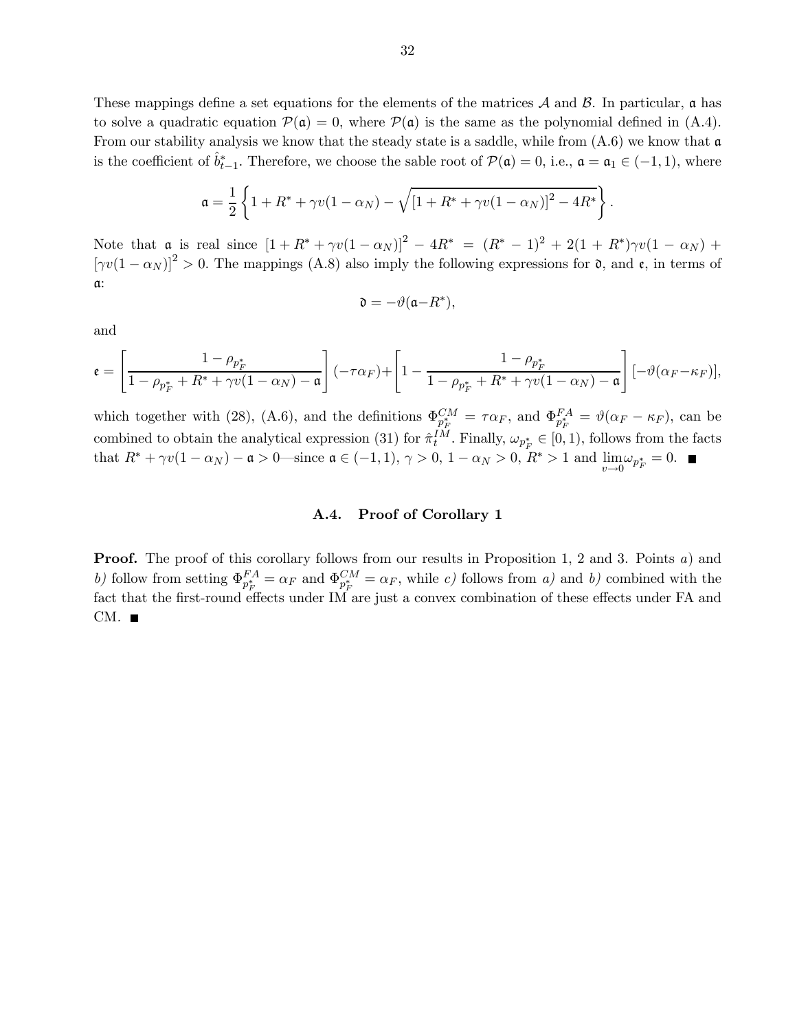These mappings define a set equations for the elements of the matrices $\mathcal{A}$ and $\mathcal{B}$. In particular, $\mathfrak{a}$ has to solve a quadratic equation $\mathcal{P}(\mathfrak{a}) = 0$, where $\mathcal{P}(\mathfrak{a})$ is the same as the polynomial defined in (A.4). From our stability analysis we know that the steady state is a saddle, while from (A.6) we know that $\mathfrak{a}$ is the coefficient of $\hat{b}^*_{t-1}$. Therefore, we choose the sable root of $\mathcal{P}(\mathfrak{a}) = 0$, i.e., $\mathfrak{a} = \mathfrak{a}_1 \in (-1, 1)$, where

$$\mathfrak{a} = \frac{1}{2}\left\{1 + R^* + \gamma v(1-\alpha_N) - \sqrt{\left[1 + R^* + \gamma v(1-\alpha_N)\right]^2 - 4R^*}\right\}.$$

Note that $\mathfrak{a}$ is real since $\left[1 + R^* + \gamma v(1-\alpha_N)\right]^2 - 4R^* = (R^* - 1)^2 + 2(1 + R^*)\gamma v(1-\alpha_N) + \left[\gamma v(1-\alpha_N)\right]^2 > 0$. The mappings (A.8) also imply the following expressions for $\mathfrak{d}$, and $\mathfrak{e}$, in terms of $\mathfrak{a}$:

$$\mathfrak{d} = -\vartheta(\mathfrak{a} - R^*),$$

and

$$\mathfrak{e} = \left[\frac{1-\rho_{p^*_F}}{1-\rho_{p^*_F} + R^* + \gamma v(1-\alpha_N) - \mathfrak{a}}\right](-\tau\alpha_F) + \left[1 - \frac{1-\rho_{p^*_F}}{1-\rho_{p^*_F} + R^* + \gamma v(1-\alpha_N) - \mathfrak{a}}\right][-\vartheta(\alpha_F - \kappa_F)],$$

which together with (28), (A.6), and the definitions $\Phi^{CM}_{p^*_F} = \tau\alpha_F$, and $\Phi^{FA}_{p^*_F} = \vartheta(\alpha_F - \kappa_F)$, can be combined to obtain the analytical expression (31) for $\hat{\pi}^{IM}_t$. Finally, $\omega_{p^*_F} \in [0, 1)$, follows from the facts that $R^* + \gamma v(1-\alpha_N) - \mathfrak{a} > 0$—since $\mathfrak{a} \in (-1, 1)$, $\gamma > 0$, $1 - \alpha_N > 0$, $R^* > 1$ and $\lim_{v \to 0} \omega_{p^*_F} = 0$. ■

### A.4. Proof of Corollary 1

**Proof.** The proof of this corollary follows from our results in Proposition 1, 2 and 3. Points *a)* and *b)* follow from setting $\Phi^{FA}_{p^*_F} = \alpha_F$ and $\Phi^{CM}_{p^*_F} = \alpha_F$, while *c)* follows from *a)* and *b)* combined with the fact that the first-round effects under IM are just a convex combination of these effects under FA and CM. ■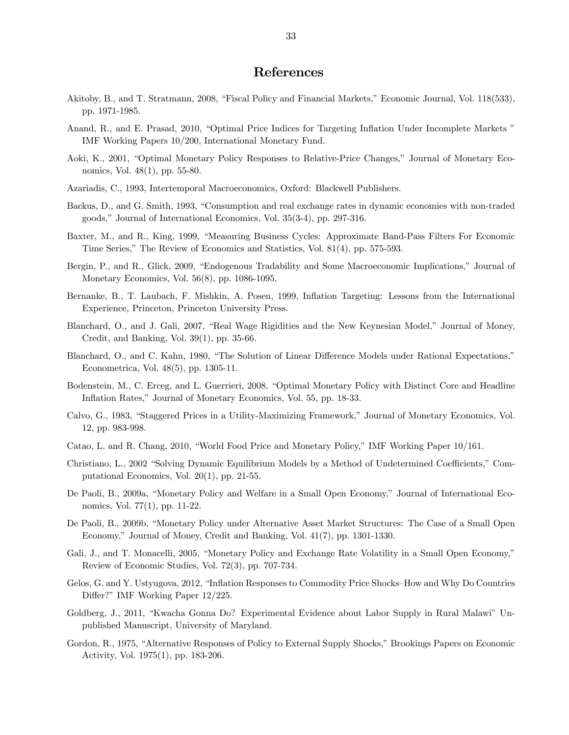# References

Akitoby, B., and T. Stratmann, 2008, "Fiscal Policy and Financial Markets," Economic Journal, Vol. 118(533), pp. 1971-1985.

Anand, R., and E. Prasad, 2010, "Optimal Price Indices for Targeting Inflation Under Incomplete Markets " IMF Working Papers 10/200, International Monetary Fund.

Aoki, K., 2001, "Optimal Monetary Policy Responses to Relative-Price Changes," Journal of Monetary Economics, Vol. 48(1), pp. 55-80.

Azariadis, C., 1993, Intertemporal Macroeconomics, Oxford: Blackwell Publishers.

Backus, D., and G. Smith, 1993, "Consumption and real exchange rates in dynamic economies with non-traded goods," Journal of International Economics, Vol. 35(3-4), pp. 297-316.

Baxter, M., and R., King, 1999, "Measuring Business Cycles: Approximate Band-Pass Filters For Economic Time Series," The Review of Economics and Statistics, Vol. 81(4), pp. 575-593.

Bergin, P., and R., Glick, 2009, "Endogenous Tradability and Some Macroeconomic Implications," Journal of Monetary Economics, Vol. 56(8), pp. 1086-1095.

Bernanke, B., T. Laubach, F. Mishkin, A. Posen, 1999, Inflation Targeting: Lessons from the International Experience, Princeton, Princeton University Press.

Blanchard, O., and J. Gali, 2007, "Real Wage Rigidities and the New Keynesian Model," Journal of Money, Credit, and Banking, Vol. 39(1), pp. 35-66.

Blanchard, O., and C. Kahn, 1980, "The Solution of Linear Difference Models under Rational Expectations," Econometrica, Vol. 48(5), pp. 1305-11.

Bodenstein, M., C. Erceg, and L. Guerrieri, 2008, "Optimal Monetary Policy with Distinct Core and Headline Inflation Rates," Journal of Monetary Economics, Vol. 55, pp. 18-33.

Calvo, G., 1983, "Staggered Prices in a Utility-Maximizing Framework," Journal of Monetary Economics, Vol. 12, pp. 983-998.

Catao, L. and R. Chang, 2010, "World Food Price and Monetary Policy," IMF Working Paper 10/161.

Christiano, L., 2002 "Solving Dynamic Equilibrium Models by a Method of Undetermined Coefficients," Computational Economics, Vol. 20(1), pp. 21-55.

De Paoli, B., 2009a, "Monetary Policy and Welfare in a Small Open Economy," Journal of International Economics, Vol. 77(1), pp. 11-22.

De Paoli, B., 2009b, "Monetary Policy under Alternative Asset Market Structures: The Case of a Small Open Economy," Journal of Money, Credit and Banking, Vol. 41(7), pp. 1301-1330.

Gali, J., and T. Monacelli, 2005, "Monetary Policy and Exchange Rate Volatility in a Small Open Economy," Review of Economic Studies, Vol. 72(3), pp. 707-734.

Gelos, G. and Y. Ustyugova, 2012, "Inflation Responses to Commodity Price Shocks–How and Why Do Countries Differ?" IMF Working Paper 12/225.

Goldberg, J., 2011, "Kwacha Gonna Do? Experimental Evidence about Labor Supply in Rural Malawi" Unpublished Manuscript, University of Maryland.

Gordon, R., 1975, "Alternative Responses of Policy to External Supply Shocks," Brookings Papers on Economic Activity, Vol. 1975(1), pp. 183-206.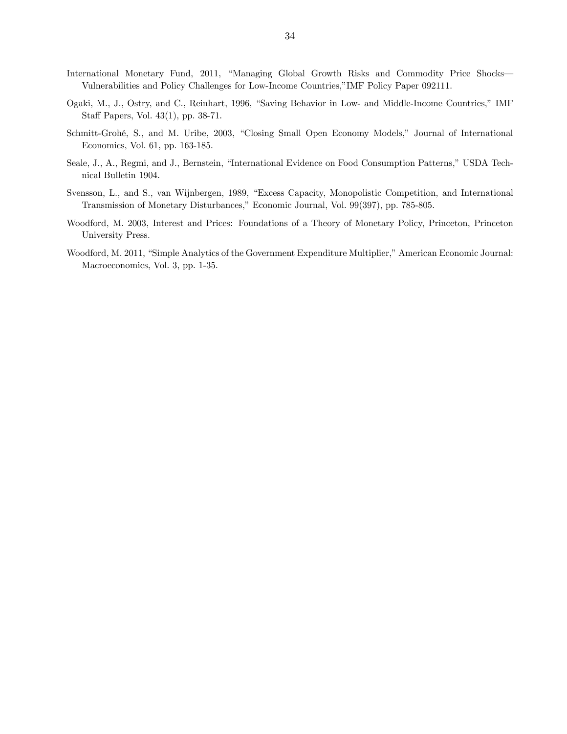International Monetary Fund, 2011, "Managing Global Growth Risks and Commodity Price Shocks—Vulnerabilities and Policy Challenges for Low-Income Countries,"IMF Policy Paper 092111.

Ogaki, M., J., Ostry, and C., Reinhart, 1996, "Saving Behavior in Low- and Middle-Income Countries," IMF Staff Papers, Vol. 43(1), pp. 38-71.

Schmitt-Grohé, S., and M. Uribe, 2003, "Closing Small Open Economy Models," Journal of International Economics, Vol. 61, pp. 163-185.

Seale, J., A., Regmi, and J., Bernstein, "International Evidence on Food Consumption Patterns," USDA Technical Bulletin 1904.

Svensson, L., and S., van Wijnbergen, 1989, "Excess Capacity, Monopolistic Competition, and International Transmission of Monetary Disturbances," Economic Journal, Vol. 99(397), pp. 785-805.

Woodford, M. 2003, Interest and Prices: Foundations of a Theory of Monetary Policy, Princeton, Princeton University Press.

Woodford, M. 2011, "Simple Analytics of the Government Expenditure Multiplier," American Economic Journal: Macroeconomics, Vol. 3, pp. 1-35.